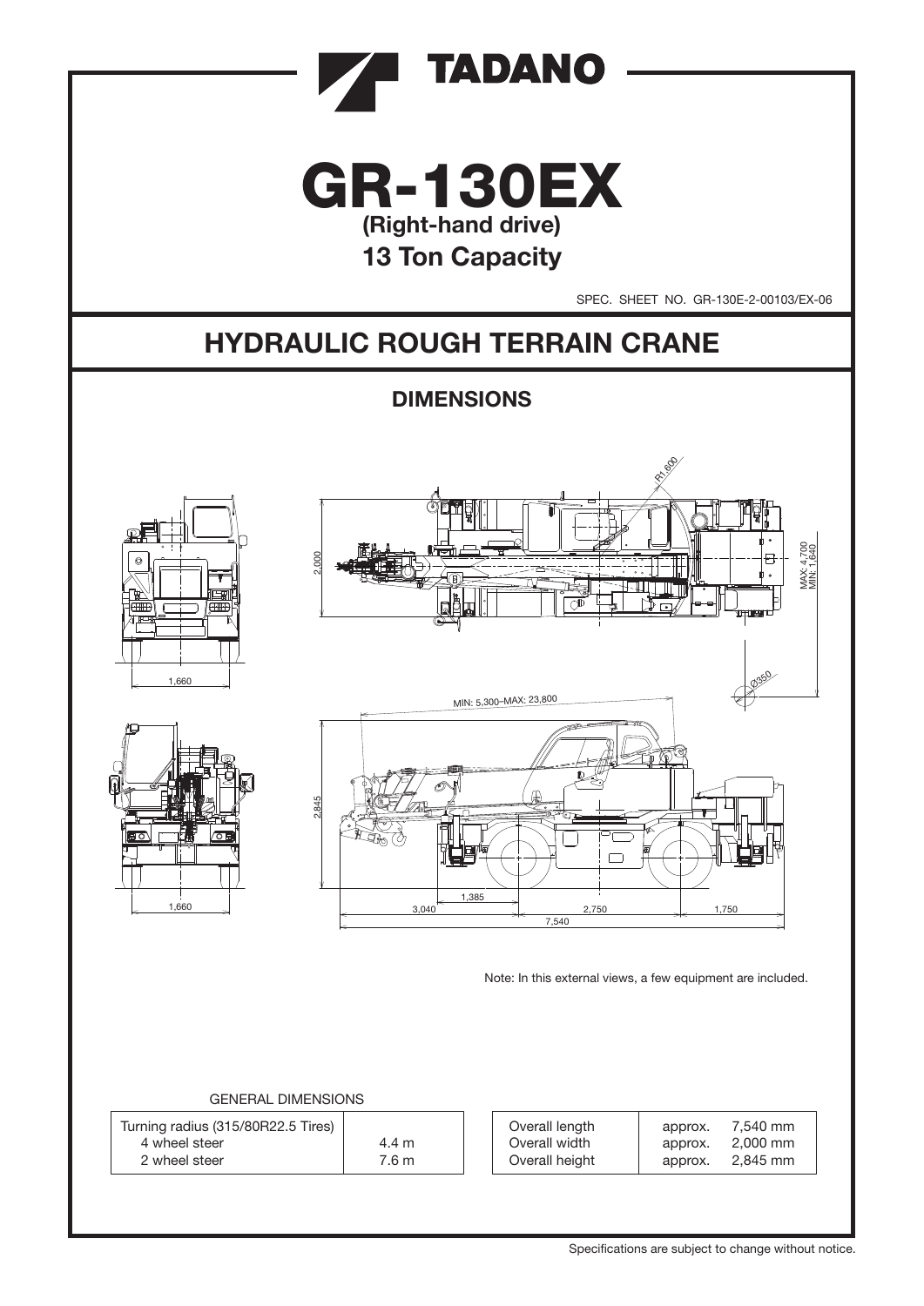# TADANO

# GR-130EX

**(Right-hand drive)**

## 13 Ton Capacity

SPEC. SHEET NO. GR-130E-2-00103/EX-06

# HYDRAULIC ROUGH TERRAIN CRANE

## DIMENSIONS

Note: In this external views, a few equipment are included.

GENERAL DIMENSIONS

| Turning radius (315/80R22.5 Tires) | |
|---|---|
| 4 wheel steer | 4.4 m |
| 2 wheel steer | 7.6 m |

| | | |
|---|---|---|
| Overall length | approx. | 7,540 mm |
| Overall width | approx. | 2,000 mm |
| Overall height | approx. | 2,845 mm |

Specifications are subject to change without notice.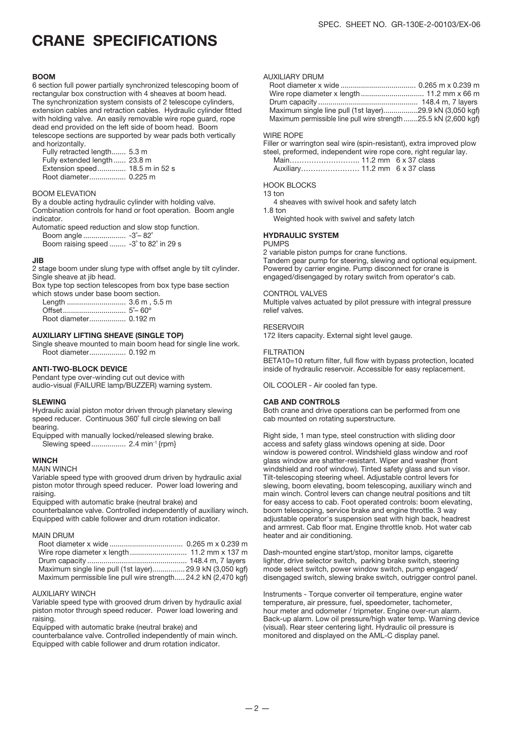# CRANE SPECIFICATIONS

### BOOM

6 section full power partially synchronized telescoping boom of rectangular box construction with 4 sheaves at boom head. The synchronization system consists of 2 telescope cylinders, extension cables and retraction cables. Hydraulic cylinder fitted with holding valve. An easily removable wire rope guard, rope dead end provided on the left side of boom head. Boom telescope sections are supported by wear pads both vertically and horizontally.

Fully retracted length....... 5.3 m
Fully extended length...... 23.8 m
Extension speed.............. 18.5 m in 52 s
Root diameter.................. 0.225 m

BOOM ELEVATION

By a double acting hydraulic cylinder with holding valve. Combination controls for hand or foot operation. Boom angle indicator.
Automatic speed reduction and slow stop function.

Boom angle ..................... -3˚– 82˚
Boom raising speed ........ -3˚ to 82˚ in 29 s

### JIB

2 stage boom under slung type with offset angle by tilt cylinder. Single sheave at jib head.
Box type top section telescopes from box type base section which stows under base boom section.

Length ............................. 3.6 m , 5.5 m
Offset............................... 5˚– 60º
Root diameter.................. 0.192 m

### AUXILIARY LIFTING SHEAVE (SINGLE TOP)

Single sheave mounted to main boom head for single line work.

Root diameter.................. 0.192 m

### ANTI-TWO-BLOCK DEVICE

Pendant type over-winding cut out device with audio-visual (FAILURE lamp/BUZZER) warning system.

### SLEWING

Hydraulic axial piston motor driven through planetary slewing speed reducer. Continuous 360˚ full circle slewing on ball bearing.
Equipped with manually locked/released slewing brake.

Slewing speed................. 2.4 min$^{-1}$ {rpm}

### WINCH

MAIN WINCH

Variable speed type with grooved drum driven by hydraulic axial piston motor through speed reducer. Power load lowering and raising.
Equipped with automatic brake (neutral brake) and counterbalance valve. Controlled independently of auxiliary winch. Equipped with cable follower and drum rotation indicator.

MAIN DRUM

Root diameter x wide ................................... 0.265 m x 0.239 m
Wire rope diameter x length ........................... 11.2 mm x 137 m
Drum capacity ................................................ 148.4 m, 7 layers
Maximum single line pull (1st layer)................ 29.9 kN (3,050 kgf)
Maximum permissible line pull wire strength..... 24.2 kN (2,470 kgf)

AUXILIARY WINCH

Variable speed type with grooved drum driven by hydraulic axial piston motor through speed reducer. Power load lowering and raising.
Equipped with automatic brake (neutral brake) and counterbalance valve. Controlled independently of main winch. Equipped with cable follower and drum rotation indicator.

AUXILIARY DRUM

Root diameter x wide .................................... 0.265 m x 0.239 m
Wire rope diameter x length .............................. 11.2 mm x 66 m
Drum capacity ................................................ 148.4 m, 7 layers
Maximum single line pull (1st layer).................29.9 kN (3,050 kgf)
Maximum permissible line pull wire strength .......25.5 kN (2,600 kgf)

WIRE ROPE

Filler or warrington seal wire (spin-resistant), extra improved plow steel, preformed, independent wire rope core, right regular lay.

Main……………………….. 11.2 mm 6 x 37 class
Auxiliary…………………… 11.2 mm 6 x 37 class

HOOK BLOCKS

13 ton
4 sheaves with swivel hook and safety latch
1.8 ton
Weighted hook with swivel and safety latch

### HYDRAULIC SYSTEM

PUMPS

2 variable piston pumps for crane functions.
Tandem gear pump for steering, slewing and optional equipment. Powered by carrier engine. Pump disconnect for crane is engaged/disengaged by rotary switch from operator's cab.

CONTROL VALVES

Multiple valves actuated by pilot pressure with integral pressure relief valves.

RESERVOIR

172 liters capacity. External sight level gauge.

FILTRATION

BETA10=10 return filter, full flow with bypass protection, located inside of hydraulic reservoir. Accessible for easy replacement.

OIL COOLER - Air cooled fan type.

### CAB AND CONTROLS

Both crane and drive operations can be performed from one cab mounted on rotating superstructure.

Right side, 1 man type, steel construction with sliding door access and safety glass windows opening at side. Door window is powered control. Windshield glass window and roof glass window are shatter-resistant. Wiper and washer (front windshield and roof window). Tinted safety glass and sun visor. Tilt-telescoping steering wheel. Adjustable control levers for slewing, boom elevating, boom telescoping, auxiliary winch and main winch. Control levers can change neutral positions and tilt for easy access to cab. Foot operated controls: boom elevating, boom telescoping, service brake and engine throttle. 3 way adjustable operator's suspension seat with high back, headrest and armrest. Cab floor mat. Engine throttle knob. Hot water cab heater and air conditioning.

Dash-mounted engine start/stop, monitor lamps, cigarette lighter, drive selector switch, parking brake switch, steering mode select switch, power window switch, pump engaged/ disengaged switch, slewing brake switch, outrigger control panel.

Instruments - Torque converter oil temperature, engine water temperature, air pressure, fuel, speedometer, tachometer, hour meter and odometer / tripmeter. Engine over-run alarm. Back-up alarm. Low oil pressure/high water temp. Warning device (visual). Rear steer centering light. Hydraulic oil pressure is monitored and displayed on the AML-C display panel.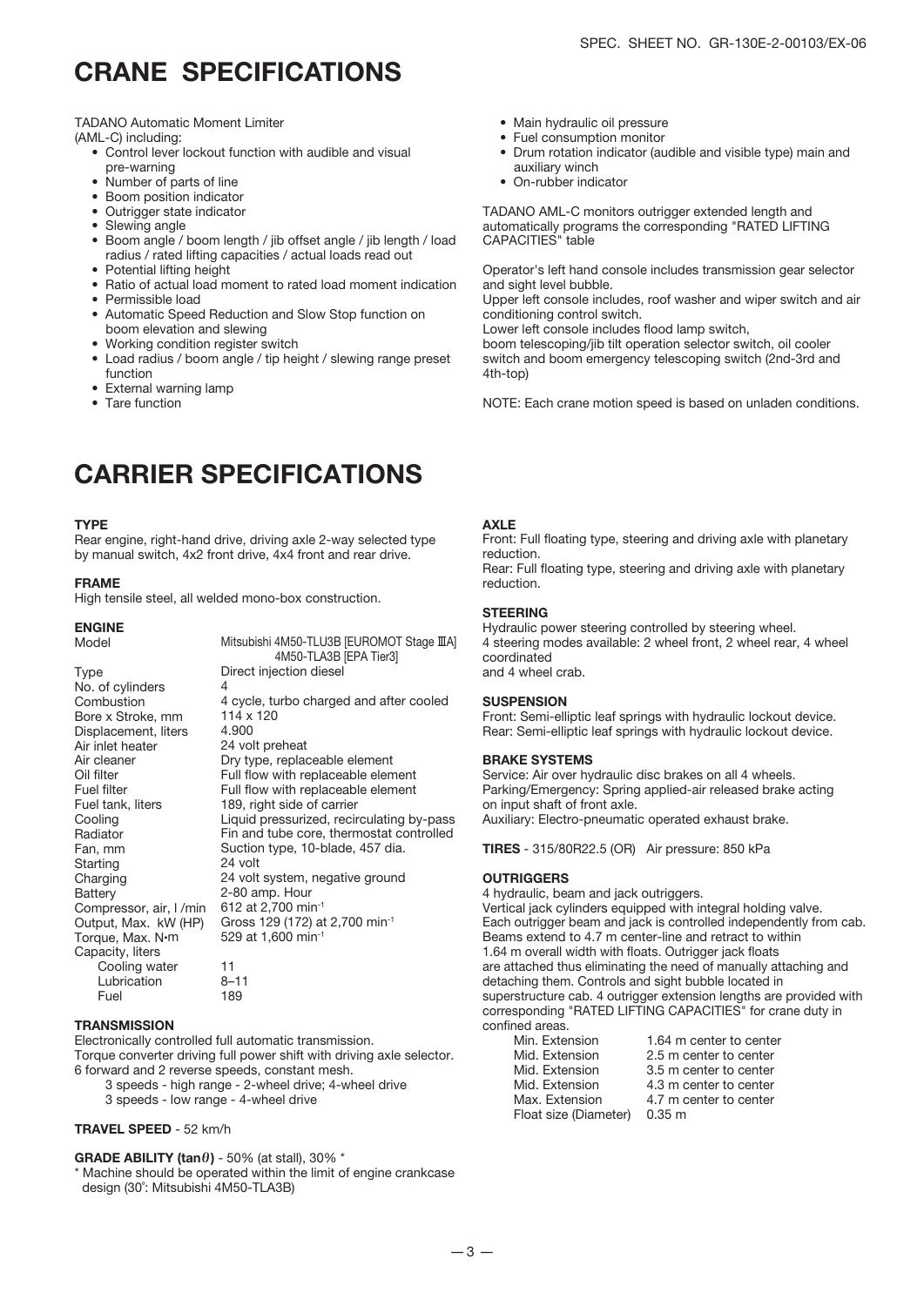# CRANE SPECIFICATIONS

TADANO Automatic Moment Limiter
(AML-C) including:

- Control lever lockout function with audible and visual pre-warning
- Number of parts of line
- Boom position indicator
- Outrigger state indicator
- Slewing angle
- Boom angle / boom length / jib offset angle / jib length / load radius / rated lifting capacities / actual loads read out
- Potential lifting height
- Ratio of actual load moment to rated load moment indication
- Permissible load
- Automatic Speed Reduction and Slow Stop function on boom elevation and slewing
- Working condition register switch
- Load radius / boom angle / tip height / slewing range preset function
- External warning lamp
- Tare function
- Main hydraulic oil pressure
- Fuel consumption monitor
- Drum rotation indicator (audible and visible type) main and auxiliary winch
- On-rubber indicator

TADANO AML-C monitors outrigger extended length and automatically programs the corresponding "RATED LIFTING CAPACITIES" table

Operator's left hand console includes transmission gear selector and sight level bubble.
Upper left console includes, roof washer and wiper switch and air conditioning control switch.
Lower left console includes flood lamp switch,
boom telescoping/jib tilt operation selector switch, oil cooler switch and boom emergency telescoping switch (2nd-3rd and 4th-top)

NOTE: Each crane motion speed is based on unladen conditions.

# CARRIER SPECIFICATIONS

### TYPE

Rear engine, right-hand drive, driving axle 2-way selected type by manual switch, 4x2 front drive, 4x4 front and rear drive.

### FRAME

High tensile steel, all welded mono-box construction.

### ENGINE

| | |
|---|---|
| Model | Mitsubishi 4M50-TLU3B [EUROMOT Stage ⅢA] 4M50-TLA3B [EPA Tier3] |
| Type | Direct injection diesel |
| No. of cylinders | 4 |
| Combustion | 4 cycle, turbo charged and after cooled |
| Bore x Stroke, mm | 114 x 120 |
| Displacement, liters | 4.900 |
| Air inlet heater | 24 volt preheat |
| Air cleaner | Dry type, replaceable element |
| Oil filter | Full flow with replaceable element |
| Fuel filter | Full flow with replaceable element |
| Fuel tank, liters | 189, right side of carrier |
| Cooling | Liquid pressurized, recirculating by-pass |
| Radiator | Fin and tube core, thermostat controlled |
| Fan, mm | Suction type, 10-blade, 457 dia. |
| Starting | 24 volt |
| Charging | 24 volt system, negative ground |
| Battery | 2-80 amp. Hour |
| Compressor, air, l /min | 612 at 2,700 min$^{-1}$ |
| Output, Max. kW (HP) | Gross 129 (172) at 2,700 min$^{-1}$ |
| Torque, Max. N•m | 529 at 1,600 min$^{-1}$ |
| Capacity, liters | |
| Cooling water | 11 |
| Lubrication | 8–11 |
| Fuel | 189 |

### TRANSMISSION

Electronically controlled full automatic transmission.
Torque converter driving full power shift with driving axle selector.
6 forward and 2 reverse speeds, constant mesh.
3 speeds - high range - 2-wheel drive; 4-wheel drive
3 speeds - low range - 4-wheel drive

### TRAVEL SPEED - 52 km/h

### GRADE ABILITY (tan$\theta$) - 50% (at stall), 30% *

\* Machine should be operated within the limit of engine crankcase design (30°: Mitsubishi 4M50-TLA3B)

### AXLE

Front: Full floating type, steering and driving axle with planetary reduction.
Rear: Full floating type, steering and driving axle with planetary reduction.

### STEERING

Hydraulic power steering controlled by steering wheel.
4 steering modes available: 2 wheel front, 2 wheel rear, 4 wheel coordinated
and 4 wheel crab.

### SUSPENSION

Front: Semi-elliptic leaf springs with hydraulic lockout device.
Rear: Semi-elliptic leaf springs with hydraulic lockout device.

### BRAKE SYSTEMS

Service: Air over hydraulic disc brakes on all 4 wheels.
Parking/Emergency: Spring applied-air released brake acting on input shaft of front axle.
Auxiliary: Electro-pneumatic operated exhaust brake.

### TIRES - 315/80R22.5 (OR) Air pressure: 850 kPa

### OUTRIGGERS

4 hydraulic, beam and jack outriggers.
Vertical jack cylinders equipped with integral holding valve.
Each outrigger beam and jack is controlled independently from cab.
Beams extend to 4.7 m center-line and retract to within 1.64 m overall width with floats. Outrigger jack floats are attached thus eliminating the need of manually attaching and detaching them. Controls and sight bubble located in superstructure cab. 4 outrigger extension lengths are provided with corresponding "RATED LIFTING CAPACITIES" for crane duty in confined areas.

| | |
|---|---|
| Min. Extension | 1.64 m center to center |
| Mid. Extension | 2.5 m center to center |
| Mid. Extension | 3.5 m center to center |
| Mid. Extension | 4.3 m center to center |
| Max. Extension | 4.7 m center to center |
| Float size (Diameter) | 0.35 m |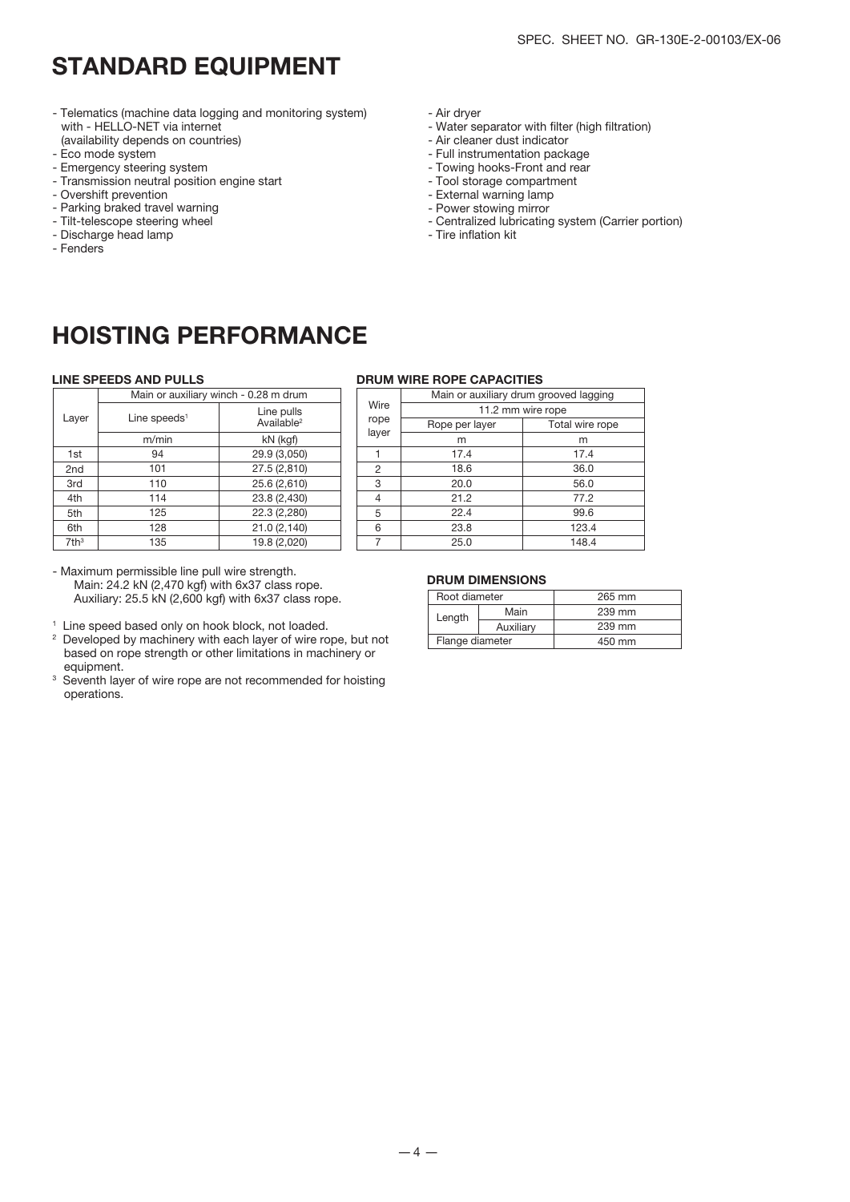# STANDARD EQUIPMENT

- Telematics (machine data logging and monitoring system) with - HELLO-NET via internet (availability depends on countries)
- Eco mode system
- Emergency steering system
- Transmission neutral position engine start
- Overshift prevention
- Parking braked travel warning
- Tilt-telescope steering wheel
- Discharge head lamp
- Fenders
- Air dryer
- Water separator with filter (high filtration)
- Air cleaner dust indicator
- Full instrumentation package
- Towing hooks-Front and rear
- Tool storage compartment
- External warning lamp
- Power stowing mirror
- Centralized lubricating system (Carrier portion)
- Tire inflation kit

# HOISTING PERFORMANCE

### LINE SPEEDS AND PULLS

| Layer | Main or auxiliary winch - 0.28 m drum | |
|---|---|---|
| | Line speeds[1] | Line pulls Available[2] |
| | m/min | kN (kgf) |
| 1st | 94 | 29.9 (3,050) |
| 2nd | 101 | 27.5 (2,810) |
| 3rd | 110 | 25.6 (2,610) |
| 4th | 114 | 23.8 (2,430) |
| 5th | 125 | 22.3 (2,280) |
| 6th | 128 | 21.0 (2,140) |
| 7th[3] | 135 | 19.8 (2,020) |

- Maximum permissible line pull wire strength.
  Main: 24.2 kN (2,470 kgf) with 6x37 class rope.
  Auxiliary: 25.5 kN (2,600 kgf) with 6x37 class rope.

[1] Line speed based only on hook block, not loaded.
[2] Developed by machinery with each layer of wire rope, but not based on rope strength or other limitations in machinery or equipment.
[3] Seventh layer of wire rope are not recommended for hoisting operations.

### DRUM WIRE ROPE CAPACITIES

| Wire rope layer | Main or auxiliary drum grooved lagging | |
|---|---|---|
| | 11.2 mm wire rope | |
| | Rope per layer | Total wire rope |
| | m | m |
| 1 | 17.4 | 17.4 |
| 2 | 18.6 | 36.0 |
| 3 | 20.0 | 56.0 |
| 4 | 21.2 | 77.2 |
| 5 | 22.4 | 99.6 |
| 6 | 23.8 | 123.4 |
| 7 | 25.0 | 148.4 |

### DRUM DIMENSIONS

| Root diameter | | 265 mm |
|---|---|---|
| Length | Main | 239 mm |
| | Auxiliary | 239 mm |
| Flange diameter | | 450 mm |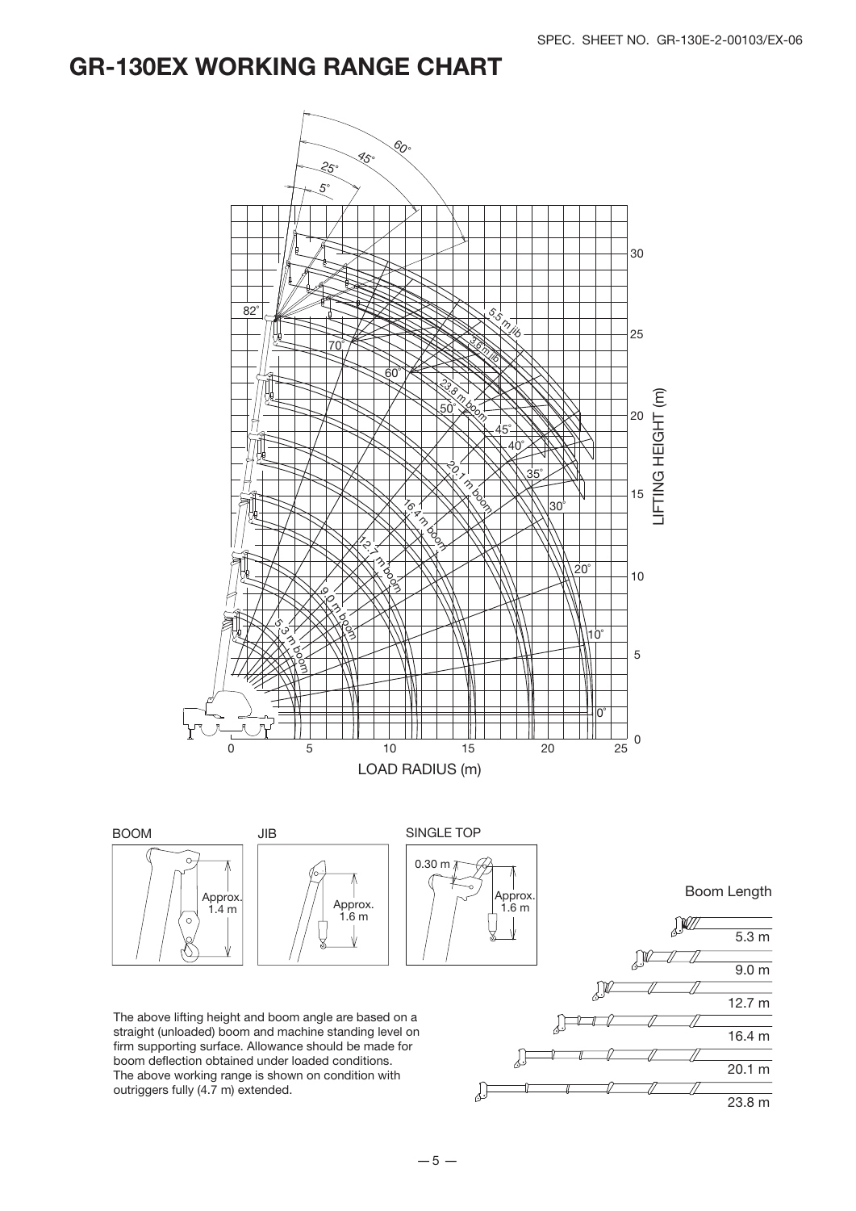# GR-130EX WORKING RANGE CHART

The above lifting height and boom angle are based on a straight (unloaded) boom and machine standing level on firm supporting surface. Allowance should be made for boom deflection obtained under loaded conditions. The above working range is shown on condition with outriggers fully (4.7 m) extended.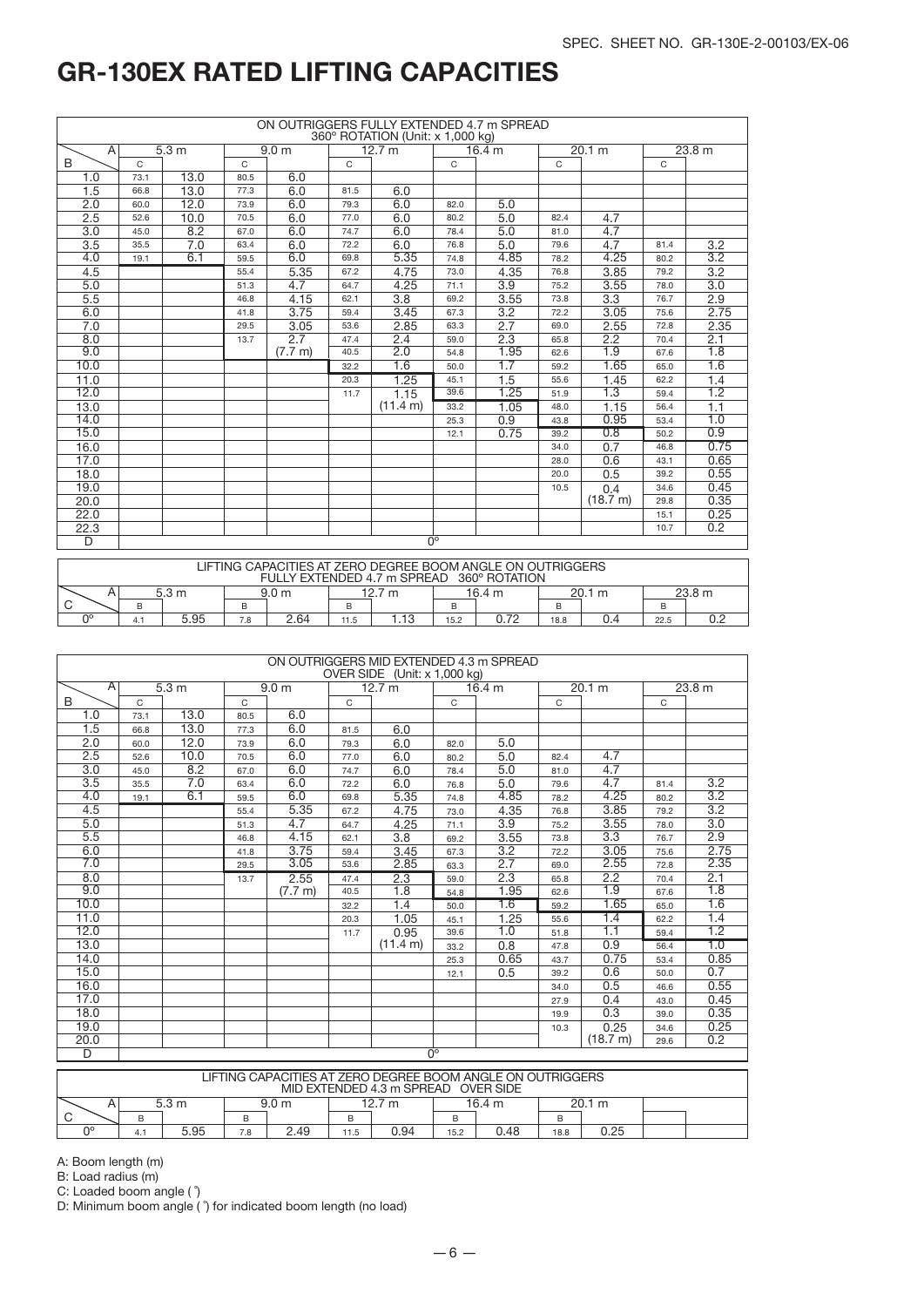# GR-130EX RATED LIFTING CAPACITIES

| ON OUTRIGGERS FULLY EXTENDED 4.7 m SPREAD 360° ROTATION (Unit: x 1,000 kg) | | | | | | | | | | | | |
|---|---|---|---|---|---|---|---|---|---|---|---|---|
| A | 5.3 m | | 9.0 m | | 12.7 m | | 16.4 m | | 20.1 m | | 23.8 m | |
| B | C | | C | | C | | C | | C | | C | |
| 1.0 | 73.1 | 13.0 | 80.5 | 6.0 | | | | | | | | |
| 1.5 | 66.8 | 13.0 | 77.3 | 6.0 | 81.5 | 6.0 | | | | | | |
| 2.0 | 60.0 | 12.0 | 73.9 | 6.0 | 79.3 | 6.0 | 82.0 | 5.0 | | | | |
| 2.5 | 52.6 | 10.0 | 70.5 | 6.0 | 77.0 | 6.0 | 80.2 | 5.0 | 82.4 | 4.7 | | |
| 3.0 | 45.0 | 8.2 | 67.0 | 6.0 | 74.7 | 6.0 | 78.4 | 5.0 | 81.0 | 4.7 | | |
| 3.5 | 35.5 | 7.0 | 63.4 | 6.0 | 72.2 | 6.0 | 76.8 | 5.0 | 79.6 | 4.7 | 81.4 | 3.2 |
| 4.0 | 19.1 | 6.1 | 59.5 | 6.0 | 69.8 | 5.35 | 74.8 | 4.85 | 78.2 | 4.25 | 80.2 | 3.2 |
| 4.5 | | | 55.4 | 5.35 | 67.2 | 4.75 | 73.0 | 4.35 | 76.8 | 3.85 | 79.2 | 3.2 |
| 5.0 | | | 51.3 | 4.7 | 64.7 | 4.25 | 71.1 | 3.9 | 75.2 | 3.55 | 78.0 | 3.0 |
| 5.5 | | | 46.8 | 4.15 | 62.1 | 3.8 | 69.2 | 3.55 | 73.8 | 3.3 | 76.7 | 2.9 |
| 6.0 | | | 41.8 | 3.75 | 59.4 | 3.45 | 67.3 | 3.2 | 72.2 | 3.05 | 75.6 | 2.75 |
| 7.0 | | | 29.5 | 3.05 | 53.6 | 2.85 | 63.3 | 2.7 | 69.0 | 2.55 | 72.8 | 2.35 |
| 8.0 | | | 13.7 | 2.7 | 47.4 | 2.4 | 59.0 | 2.3 | 65.8 | 2.2 | 70.4 | 2.1 |
| 9.0 | | | | (7.7 m) | 40.5 | 2.0 | 54.8 | 1.95 | 62.6 | 1.9 | 67.6 | 1.8 |
| 10.0 | | | | | 32.2 | 1.6 | 50.0 | 1.7 | 59.2 | 1.65 | 65.0 | 1.6 |
| 11.0 | | | | | 20.3 | 1.25 | 45.1 | 1.5 | 55.6 | 1.45 | 62.2 | 1.4 |
| 12.0 | | | | | 11.7 | 1.15 | 39.6 | 1.25 | 51.9 | 1.3 | 59.4 | 1.2 |
| 13.0 | | | | | | (11.4 m) | 33.2 | 1.05 | 48.0 | 1.15 | 56.4 | 1.1 |
| 14.0 | | | | | | | 25.3 | 0.9 | 43.8 | 0.95 | 53.4 | 1.0 |
| 15.0 | | | | | | | 12.1 | 0.75 | 39.2 | 0.8 | 50.2 | 0.9 |
| 16.0 | | | | | | | | | 34.0 | 0.7 | 46.8 | 0.75 |
| 17.0 | | | | | | | | | 28.0 | 0.6 | 43.1 | 0.65 |
| 18.0 | | | | | | | | | 20.0 | 0.5 | 39.2 | 0.55 |
| 19.0 | | | | | | | | | 10.5 | 0.4 | 34.6 | 0.45 |
| 20.0 | | | | | | | | | | (18.7 m) | 29.8 | 0.35 |
| 22.0 | | | | | | | | | | | 15.1 | 0.25 |
| 22.3 | | | | | | | | | | | 10.7 | 0.2 |
| D | 0° | | | | | | | | | | | |

| LIFTING CAPACITIES AT ZERO DEGREE BOOM ANGLE ON OUTRIGGERS FULLY EXTENDED 4.7 m SPREAD 360° ROTATION | | | | | | | | | | | | |
|---|---|---|---|---|---|---|---|---|---|---|---|---|
| A | 5.3 m | | 9.0 m | | 12.7 m | | 16.4 m | | 20.1 m | | 23.8 m | |
| C | B | | B | | B | | B | | B | | B | |
| 0° | 4.1 | 5.95 | 7.8 | 2.64 | 11.5 | 1.13 | 15.2 | 0.72 | 18.8 | 0.4 | 22.5 | 0.2 |

| ON OUTRIGGERS MID EXTENDED 4.3 m SPREAD OVER SIDE (Unit: x 1,000 kg) | | | | | | | | | | | | |
|---|---|---|---|---|---|---|---|---|---|---|---|---|
| A | 5.3 m | | 9.0 m | | 12.7 m | | 16.4 m | | 20.1 m | | 23.8 m | |
| B | C | | C | | C | | C | | C | | C | |
| 1.0 | 73.1 | 13.0 | 80.5 | 6.0 | | | | | | | | |
| 1.5 | 66.8 | 13.0 | 77.3 | 6.0 | 81.5 | 6.0 | | | | | | |
| 2.0 | 60.0 | 12.0 | 73.9 | 6.0 | 79.3 | 6.0 | 82.0 | 5.0 | | | | |
| 2.5 | 52.6 | 10.0 | 70.5 | 6.0 | 77.0 | 6.0 | 80.2 | 5.0 | 82.4 | 4.7 | | |
| 3.0 | 45.0 | 8.2 | 67.0 | 6.0 | 74.7 | 6.0 | 78.4 | 5.0 | 81.0 | 4.7 | | |
| 3.5 | 35.5 | 7.0 | 63.4 | 6.0 | 72.2 | 6.0 | 76.8 | 5.0 | 79.6 | 4.7 | 81.4 | 3.2 |
| 4.0 | 19.1 | 6.1 | 59.5 | 6.0 | 69.8 | 5.35 | 74.8 | 4.85 | 78.2 | 4.25 | 80.2 | 3.2 |
| 4.5 | | | 55.4 | 5.35 | 67.2 | 4.75 | 73.0 | 4.35 | 76.8 | 3.85 | 79.2 | 3.2 |
| 5.0 | | | 51.3 | 4.7 | 64.7 | 4.25 | 71.1 | 3.9 | 75.2 | 3.55 | 78.0 | 3.0 |
| 5.5 | | | 46.8 | 4.15 | 62.1 | 3.8 | 69.2 | 3.55 | 73.8 | 3.3 | 76.7 | 2.9 |
| 6.0 | | | 41.8 | 3.75 | 59.4 | 3.45 | 67.3 | 3.2 | 72.2 | 3.05 | 75.6 | 2.75 |
| 7.0 | | | 29.5 | 3.05 | 53.6 | 2.85 | 63.3 | 2.7 | 69.0 | 2.55 | 72.8 | 2.35 |
| 8.0 | | | 13.7 | 2.55 | 47.4 | 2.3 | 59.0 | 2.3 | 65.8 | 2.2 | 70.4 | 2.1 |
| 9.0 | | | | (7.7 m) | 40.5 | 1.8 | 54.8 | 1.95 | 62.6 | 1.9 | 67.6 | 1.8 |
| 10.0 | | | | | 32.2 | 1.4 | 50.0 | 1.6 | 59.2 | 1.65 | 65.0 | 1.6 |
| 11.0 | | | | | 20.3 | 1.05 | 45.1 | 1.25 | 55.6 | 1.4 | 62.2 | 1.4 |
| 12.0 | | | | | 11.7 | 0.95 | 39.6 | 1.0 | 51.8 | 1.1 | 59.4 | 1.2 |
| 13.0 | | | | | | (11.4 m) | 33.2 | 0.8 | 47.8 | 0.9 | 56.4 | 1.0 |
| 14.0 | | | | | | | 25.3 | 0.65 | 43.7 | 0.75 | 53.4 | 0.85 |
| 15.0 | | | | | | | 12.1 | 0.5 | 39.2 | 0.6 | 50.0 | 0.7 |
| 16.0 | | | | | | | | | 34.0 | 0.5 | 46.6 | 0.55 |
| 17.0 | | | | | | | | | 27.9 | 0.4 | 43.0 | 0.45 |
| 18.0 | | | | | | | | | 19.9 | 0.3 | 39.0 | 0.35 |
| 19.0 | | | | | | | | | 10.3 | 0.25 | 34.6 | 0.25 |
| 20.0 | | | | | | | | | | (18.7 m) | 29.6 | 0.2 |
| D | 0° | | | | | | | | | | | |

| LIFTING CAPACITIES AT ZERO DEGREE BOOM ANGLE ON OUTRIGGERS MID EXTENDED 4.3 m SPREAD OVER SIDE | | | | | | | | | | | | |
|---|---|---|---|---|---|---|---|---|---|---|---|---|
| A | 5.3 m | | 9.0 m | | 12.7 m | | 16.4 m | | 20.1 m | | | |
| C | B | | B | | B | | B | | B | | | |
| 0° | 4.1 | 5.95 | 7.8 | 2.49 | 11.5 | 0.94 | 15.2 | 0.48 | 18.8 | 0.25 | | |

A: Boom length (m)

B: Load radius (m)

C: Loaded boom angle (°)

D: Minimum boom angle (°) for indicated boom length (no load)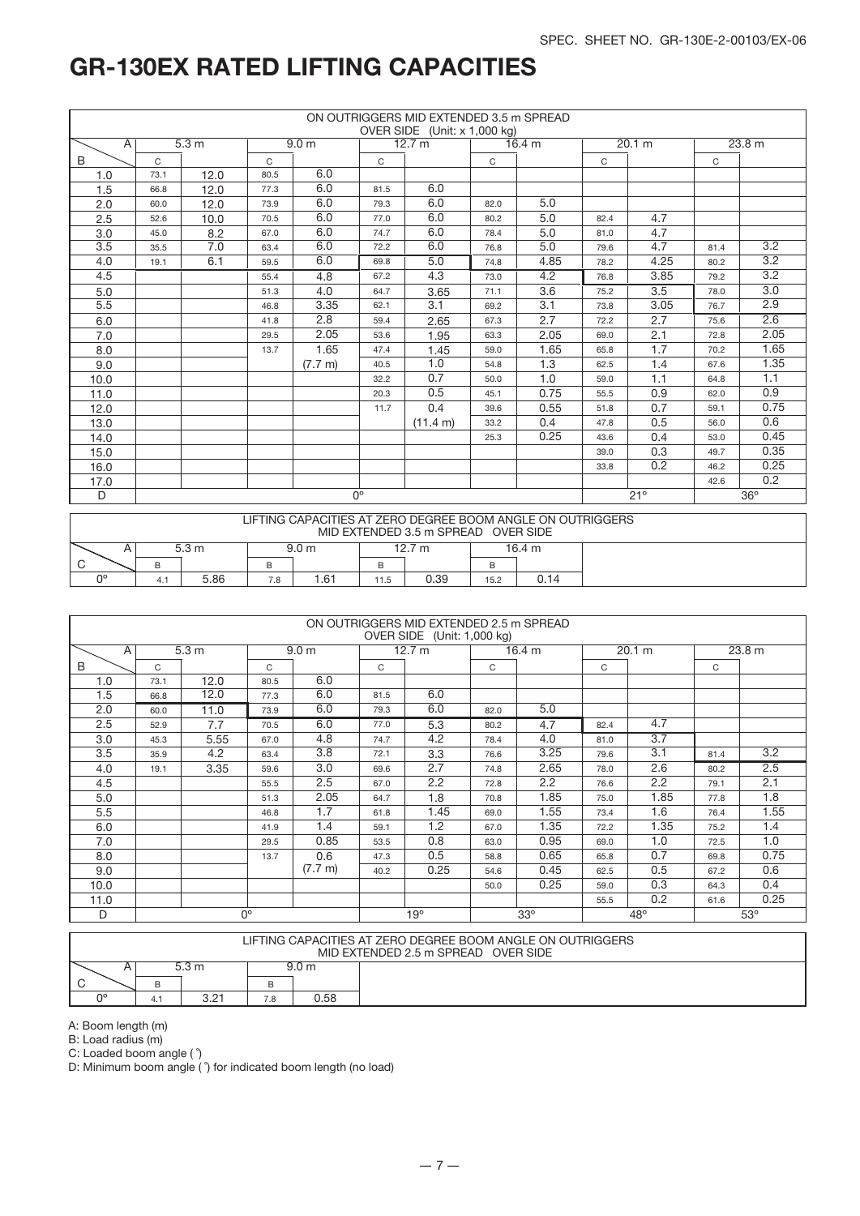# GR-130EX RATED LIFTING CAPACITIES

| ON OUTRIGGERS MID EXTENDED 3.5 m SPREAD OVER SIDE (Unit: x 1,000 kg) | | | | | | | | | | | | |
|---|---|---|---|---|---|---|---|---|---|---|---|---|
| A | 5.3 m | | 9.0 m | | 12.7 m | | 16.4 m | | 20.1 m | | 23.8 m | |
| B | C | | C | | C | | C | | C | | C | |
| 1.0 | 73.1 | 12.0 | 80.5 | 6.0 | | | | | | | | |
| 1.5 | 66.8 | 12.0 | 77.3 | 6.0 | 81.5 | 6.0 | | | | | | |
| 2.0 | 60.0 | 12.0 | 73.9 | 6.0 | 79.3 | 6.0 | 82.0 | 5.0 | | | | |
| 2.5 | 52.6 | 10.0 | 70.5 | 6.0 | 77.0 | 6.0 | 80.2 | 5.0 | 82.4 | 4.7 | | |
| 3.0 | 45.0 | 8.2 | 67.0 | 6.0 | 74.7 | 6.0 | 78.4 | 5.0 | 81.0 | 4.7 | | |
| 3.5 | 35.5 | 7.0 | 63.4 | 6.0 | 72.2 | 6.0 | 76.8 | 5.0 | 79.6 | 4.7 | 81.4 | 3.2 |
| 4.0 | 19.1 | 6.1 | 59.5 | 6.0 | 69.8 | 5.0 | 74.8 | 4.85 | 78.2 | 4.25 | 80.2 | 3.2 |
| 4.5 | | | 55.4 | 4.8 | 67.2 | 4.3 | 73.0 | 4.2 | 76.8 | 3.85 | 79.2 | 3.2 |
| 5.0 | | | 51.3 | 4.0 | 64.7 | 3.65 | 71.1 | 3.6 | 75.2 | 3.5 | 78.0 | 3.0 |
| 5.5 | | | 46.8 | 3.35 | 62.1 | 3.1 | 69.2 | 3.1 | 73.8 | 3.05 | 76.7 | 2.9 |
| 6.0 | | | 41.8 | 2.8 | 59.4 | 2.65 | 67.3 | 2.7 | 72.2 | 2.7 | 75.6 | 2.6 |
| 7.0 | | | 29.5 | 2.05 | 53.6 | 1.95 | 63.3 | 2.05 | 69.0 | 2.1 | 72.8 | 2.05 |
| 8.0 | | | 13.7 | 1.65 | 47.4 | 1.45 | 59.0 | 1.65 | 65.8 | 1.7 | 70.2 | 1.65 |
| 9.0 | | | | (7.7 m) | 40.5 | 1.0 | 54.8 | 1.3 | 62.5 | 1.4 | 67.6 | 1.35 |
| 10.0 | | | | | 32.2 | 0.7 | 50.0 | 1.0 | 59.0 | 1.1 | 64.8 | 1.1 |
| 11.0 | | | | | 20.3 | 0.5 | 45.1 | 0.75 | 55.5 | 0.9 | 62.0 | 0.9 |
| 12.0 | | | | | 11.7 | 0.4 | 39.6 | 0.55 | 51.8 | 0.7 | 59.1 | 0.75 |
| 13.0 | | | | | | (11.4 m) | 33.2 | 0.4 | 47.8 | 0.5 | 56.0 | 0.6 |
| 14.0 | | | | | | | 25.3 | 0.25 | 43.6 | 0.4 | 53.0 | 0.45 |
| 15.0 | | | | | | | | | 39.0 | 0.3 | 49.7 | 0.35 |
| 16.0 | | | | | | | | | 33.8 | 0.2 | 46.2 | 0.25 |
| 17.0 | | | | | | | | | | | 42.6 | 0.2 |
| D | 0° | | | | | | | | 21° | | 36° | |

| LIFTING CAPACITIES AT ZERO DEGREE BOOM ANGLE ON OUTRIGGERS MID EXTENDED 3.5 m SPREAD OVER SIDE | | | | | | | | |
|---|---|---|---|---|---|---|---|---|
| A | 5.3 m | | 9.0 m | | 12.7 m | | 16.4 m | |
| C | B | | B | | B | | B | |
| 0° | 4.1 | 5.86 | 7.8 | 1.61 | 11.5 | 0.39 | 15.2 | 0.14 |

| ON OUTRIGGERS MID EXTENDED 2.5 m SPREAD OVER SIDE (Unit: 1,000 kg) | | | | | | | | | | | | |
|---|---|---|---|---|---|---|---|---|---|---|---|---|
| A | 5.3 m | | 9.0 m | | 12.7 m | | 16.4 m | | 20.1 m | | 23.8 m | |
| B | C | | C | | C | | C | | C | | C | |
| 1.0 | 73.1 | 12.0 | 80.5 | 6.0 | | | | | | | | |
| 1.5 | 66.8 | 12.0 | 77.3 | 6.0 | 81.5 | 6.0 | | | | | | |
| 2.0 | 60.0 | 11.0 | 73.9 | 6.0 | 79.3 | 6.0 | 82.0 | 5.0 | | | | |
| 2.5 | 52.9 | 7.7 | 70.5 | 6.0 | 77.0 | 5.3 | 80.2 | 4.7 | 82.4 | 4.7 | | |
| 3.0 | 45.3 | 5.55 | 67.0 | 4.8 | 74.7 | 4.2 | 78.4 | 4.0 | 81.0 | 3.7 | | |
| 3.5 | 35.9 | 4.2 | 63.4 | 3.8 | 72.1 | 3.3 | 76.6 | 3.25 | 79.6 | 3.1 | 81.4 | 3.2 |
| 4.0 | 19.1 | 3.35 | 59.6 | 3.0 | 69.6 | 2.7 | 74.8 | 2.65 | 78.0 | 2.6 | 80.2 | 2.5 |
| 4.5 | | | 55.5 | 2.5 | 67.0 | 2.2 | 72.8 | 2.2 | 76.6 | 2.2 | 79.1 | 2.1 |
| 5.0 | | | 51.3 | 2.05 | 64.7 | 1.8 | 70.8 | 1.85 | 75.0 | 1.85 | 77.8 | 1.8 |
| 5.5 | | | 46.8 | 1.7 | 61.8 | 1.45 | 69.0 | 1.55 | 73.4 | 1.6 | 76.4 | 1.55 |
| 6.0 | | | 41.9 | 1.4 | 59.1 | 1.2 | 67.0 | 1.35 | 72.2 | 1.35 | 75.2 | 1.4 |
| 7.0 | | | 29.5 | 0.85 | 53.5 | 0.8 | 63.0 | 0.95 | 69.0 | 1.0 | 72.5 | 1.0 |
| 8.0 | | | 13.7 | 0.6 | 47.3 | 0.5 | 58.8 | 0.65 | 65.8 | 0.7 | 69.8 | 0.75 |
| 9.0 | | | | (7.7 m) | 40.2 | 0.25 | 54.6 | 0.45 | 62.5 | 0.5 | 67.2 | 0.6 |
| 10.0 | | | | | | | 50.0 | 0.25 | 59.0 | 0.3 | 64.3 | 0.4 |
| 11.0 | | | | | | | | | 55.5 | 0.2 | 61.6 | 0.25 |
| D | 0° | | | | 19° | | 33° | | 48° | | 53° | |

| LIFTING CAPACITIES AT ZERO DEGREE BOOM ANGLE ON OUTRIGGERS MID EXTENDED 2.5 m SPREAD OVER SIDE | | | | |
|---|---|---|---|---|
| A | 5.3 m | | 9.0 m | |
| C | B | | B | |
| 0° | 4.1 | 3.21 | 7.8 | 0.58 |

A: Boom length (m)
B: Load radius (m)
C: Loaded boom angle (°)
D: Minimum boom angle (°) for indicated boom length (no load)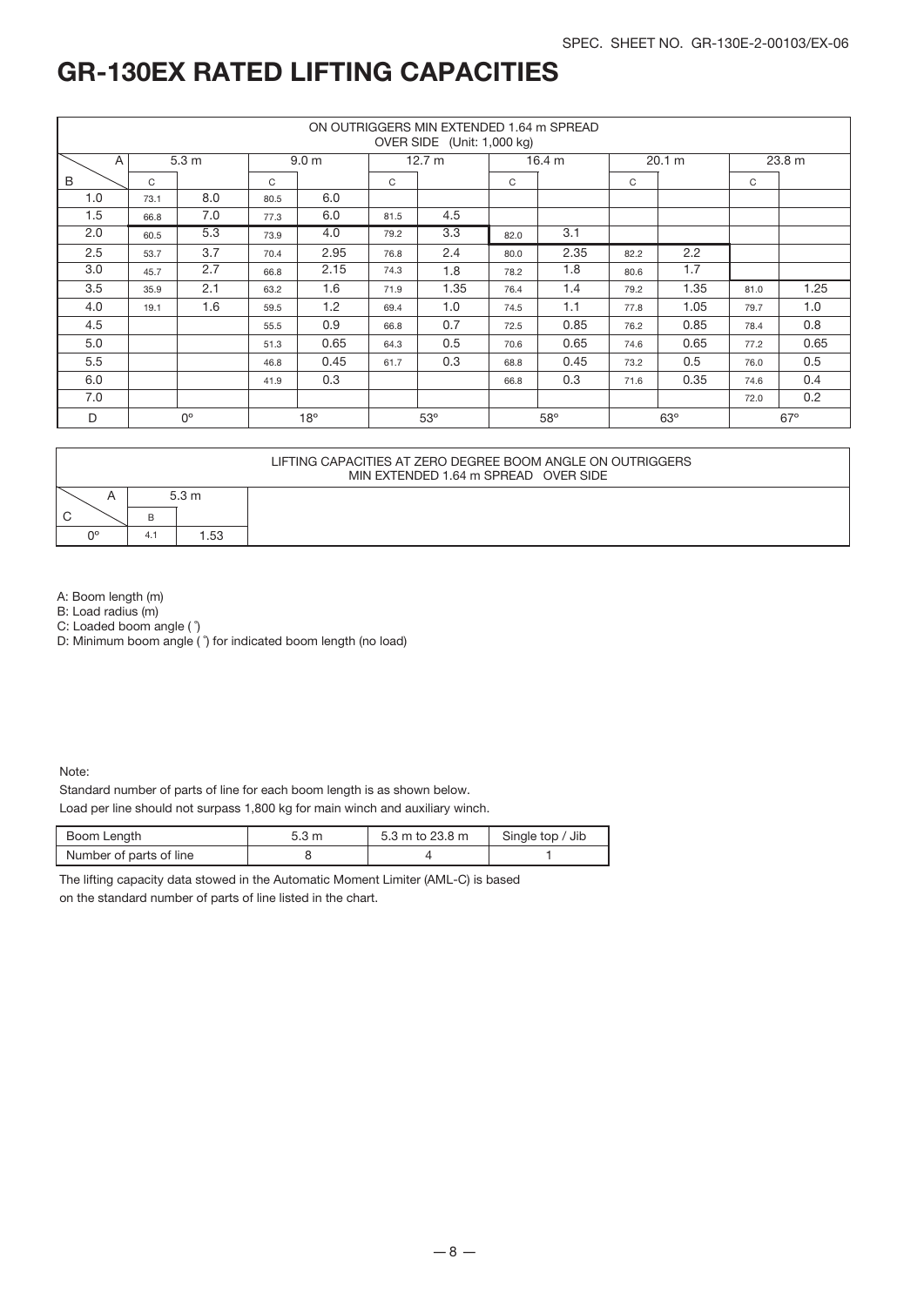# GR-130EX RATED LIFTING CAPACITIES

| ON OUTRIGGERS MIN EXTENDED 1.64 m SPREAD OVER SIDE (Unit: 1,000 kg) | | | | | | | | | | | | |
|---|---|---|---|---|---|---|---|---|---|---|---|---|
| B \ A | 5.3 m | | 9.0 m | | 12.7 m | | 16.4 m | | 20.1 m | | 23.8 m | |
| | C | | C | | C | | C | | C | | C | |
| 1.0 | 73.1 | 8.0 | 80.5 | 6.0 | | | | | | | | |
| 1.5 | 66.8 | 7.0 | 77.3 | 6.0 | 81.5 | 4.5 | | | | | | |
| 2.0 | 60.5 | 5.3 | 73.9 | 4.0 | 79.2 | 3.3 | 82.0 | 3.1 | | | | |
| 2.5 | 53.7 | 3.7 | 70.4 | 2.95 | 76.8 | 2.4 | 80.0 | 2.35 | 82.2 | 2.2 | | |
| 3.0 | 45.7 | 2.7 | 66.8 | 2.15 | 74.3 | 1.8 | 78.2 | 1.8 | 80.6 | 1.7 | | |
| 3.5 | 35.9 | 2.1 | 63.2 | 1.6 | 71.9 | 1.35 | 76.4 | 1.4 | 79.2 | 1.35 | 81.0 | 1.25 |
| 4.0 | 19.1 | 1.6 | 59.5 | 1.2 | 69.4 | 1.0 | 74.5 | 1.1 | 77.8 | 1.05 | 79.7 | 1.0 |
| 4.5 | | | 55.5 | 0.9 | 66.8 | 0.7 | 72.5 | 0.85 | 76.2 | 0.85 | 78.4 | 0.8 |
| 5.0 | | | 51.3 | 0.65 | 64.3 | 0.5 | 70.6 | 0.65 | 74.6 | 0.65 | 77.2 | 0.65 |
| 5.5 | | | 46.8 | 0.45 | 61.7 | 0.3 | 68.8 | 0.45 | 73.2 | 0.5 | 76.0 | 0.5 |
| 6.0 | | | 41.9 | 0.3 | | | 66.8 | 0.3 | 71.6 | 0.35 | 74.6 | 0.4 |
| 7.0 | | | | | | | | | | | 72.0 | 0.2 |
| D | 0° | | 18° | | 53° | | 58° | | 63° | | 67° | |

| LIFTING CAPACITIES AT ZERO DEGREE BOOM ANGLE ON OUTRIGGERS MIN EXTENDED 1.64 m SPREAD OVER SIDE | | |
|---|---|---|
| C \ A | 5.3 m | |
| | B | |
| 0° | 4.1 | 1.53 |

A: Boom length (m)
B: Load radius (m)
C: Loaded boom angle (°)
D: Minimum boom angle (°) for indicated boom length (no load)

Note:

Standard number of parts of line for each boom length is as shown below.
Load per line should not surpass 1,800 kg for main winch and auxiliary winch.

| Boom Length | 5.3 m | 5.3 m to 23.8 m | Single top / Jib |
|---|---|---|---|
| Number of parts of line | 8 | 4 | 1 |

The lifting capacity data stowed in the Automatic Moment Limiter (AML-C) is based on the standard number of parts of line listed in the chart.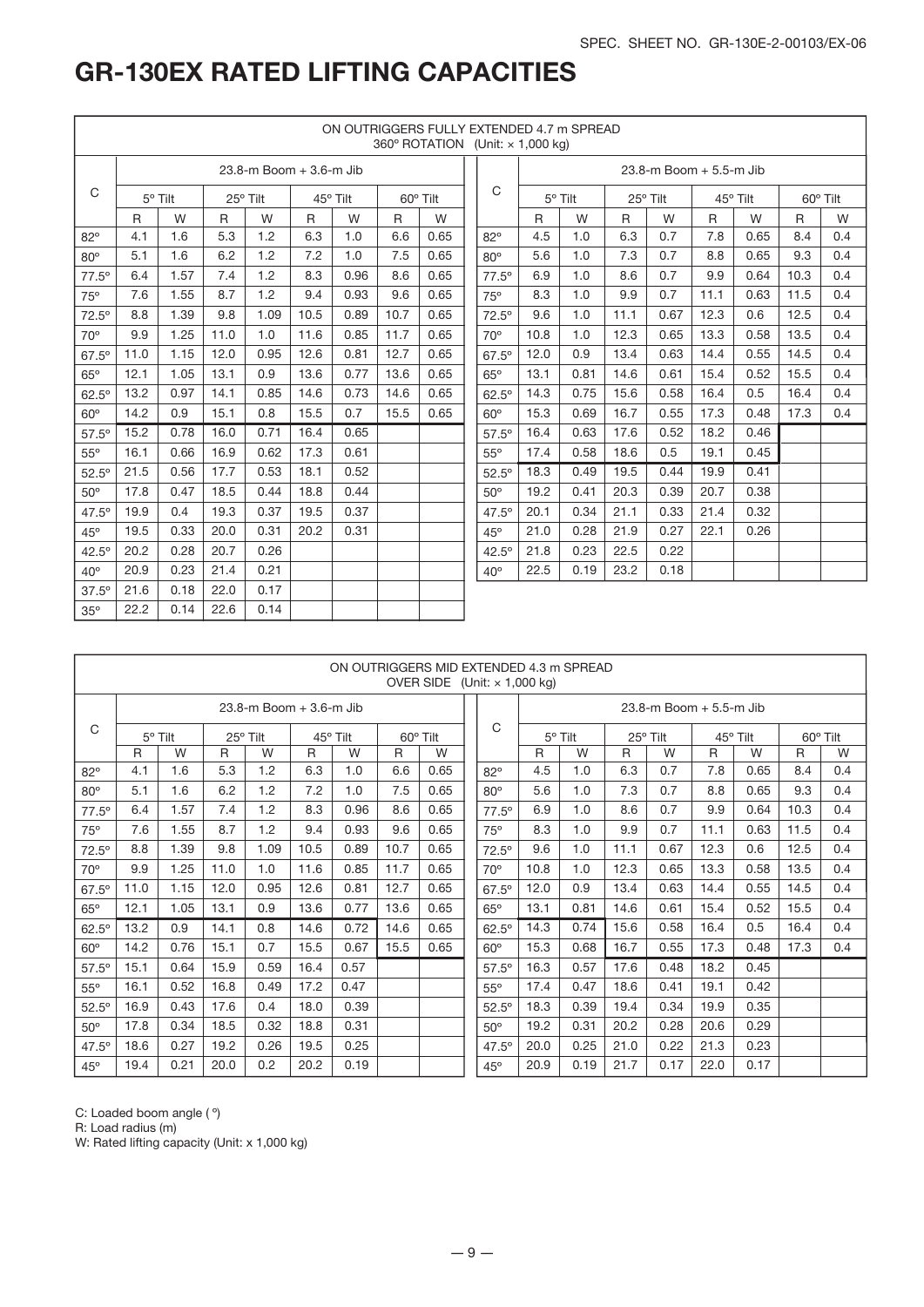# GR-130EX RATED LIFTING CAPACITIES

ON OUTRIGGERS FULLY EXTENDED 4.7 m SPREAD
360° ROTATION (Unit: × 1,000 kg)

| C | 23.8-m Boom + 3.6-m Jib | | | | | | | |
|---|---|---|---|---|---|---|---|---|
| | 5° Tilt | | 25° Tilt | | 45° Tilt | | 60° Tilt | |
| | R | W | R | W | R | W | R | W |
| 82° | 4.1 | 1.6 | 5.3 | 1.2 | 6.3 | 1.0 | 6.6 | 0.65 |
| 80° | 5.1 | 1.6 | 6.2 | 1.2 | 7.2 | 1.0 | 7.5 | 0.65 |
| 77.5° | 6.4 | 1.57 | 7.4 | 1.2 | 8.3 | 0.96 | 8.6 | 0.65 |
| 75° | 7.6 | 1.55 | 8.7 | 1.2 | 9.4 | 0.93 | 9.6 | 0.65 |
| 72.5° | 8.8 | 1.39 | 9.8 | 1.09 | 10.5 | 0.89 | 10.7 | 0.65 |
| 70° | 9.9 | 1.25 | 11.0 | 1.0 | 11.6 | 0.85 | 11.7 | 0.65 |
| 67.5° | 11.0 | 1.15 | 12.0 | 0.95 | 12.6 | 0.81 | 12.7 | 0.65 |
| 65° | 12.1 | 1.05 | 13.1 | 0.9 | 13.6 | 0.77 | 13.6 | 0.65 |
| 62.5° | 13.2 | 0.97 | 14.1 | 0.85 | 14.6 | 0.73 | 14.6 | 0.65 |
| 60° | 14.2 | 0.9 | 15.1 | 0.8 | 15.5 | 0.7 | 15.5 | 0.65 |
| 57.5° | 15.2 | 0.78 | 16.0 | 0.71 | 16.4 | 0.65 | | |
| 55° | 16.1 | 0.66 | 16.9 | 0.62 | 17.3 | 0.61 | | |
| 52.5° | 21.5 | 0.56 | 17.7 | 0.53 | 18.1 | 0.52 | | |
| 50° | 17.8 | 0.47 | 18.5 | 0.44 | 18.8 | 0.44 | | |
| 47.5° | 19.9 | 0.4 | 19.3 | 0.37 | 19.5 | 0.37 | | |
| 45° | 19.5 | 0.33 | 20.0 | 0.31 | 20.2 | 0.31 | | |
| 42.5° | 20.2 | 0.28 | 20.7 | 0.26 | | | | |
| 40° | 20.9 | 0.23 | 21.4 | 0.21 | | | | |
| 37.5° | 21.6 | 0.18 | 22.0 | 0.17 | | | | |
| 35° | 22.2 | 0.14 | 22.6 | 0.14 | | | | |

| C | 23.8-m Boom + 5.5-m Jib | | | | | | | |
|---|---|---|---|---|---|---|---|---|
| | 5° Tilt | | 25° Tilt | | 45° Tilt | | 60° Tilt | |
| | R | W | R | W | R | W | R | W |
| 82° | 4.5 | 1.0 | 6.3 | 0.7 | 7.8 | 0.65 | 8.4 | 0.4 |
| 80° | 5.6 | 1.0 | 7.3 | 0.7 | 8.8 | 0.65 | 9.3 | 0.4 |
| 77.5° | 6.9 | 1.0 | 8.6 | 0.7 | 9.9 | 0.64 | 10.3 | 0.4 |
| 75° | 8.3 | 1.0 | 9.9 | 0.7 | 11.1 | 0.63 | 11.5 | 0.4 |
| 72.5° | 9.6 | 1.0 | 11.1 | 0.67 | 12.3 | 0.6 | 12.5 | 0.4 |
| 70° | 10.8 | 1.0 | 12.3 | 0.65 | 13.3 | 0.58 | 13.5 | 0.4 |
| 67.5° | 12.0 | 0.9 | 13.4 | 0.63 | 14.4 | 0.55 | 14.5 | 0.4 |
| 65° | 13.1 | 0.81 | 14.6 | 0.61 | 15.4 | 0.52 | 15.5 | 0.4 |
| 62.5° | 14.3 | 0.75 | 15.6 | 0.58 | 16.4 | 0.5 | 16.4 | 0.4 |
| 60° | 15.3 | 0.69 | 16.7 | 0.55 | 17.3 | 0.48 | 17.3 | 0.4 |
| 57.5° | 16.4 | 0.63 | 17.6 | 0.52 | 18.2 | 0.46 | | |
| 55° | 17.4 | 0.58 | 18.6 | 0.5 | 19.1 | 0.45 | | |
| 52.5° | 18.3 | 0.49 | 19.5 | 0.44 | 19.9 | 0.41 | | |
| 50° | 19.2 | 0.41 | 20.3 | 0.39 | 20.7 | 0.38 | | |
| 47.5° | 20.1 | 0.34 | 21.1 | 0.33 | 21.4 | 0.32 | | |
| 45° | 21.0 | 0.28 | 21.9 | 0.27 | 22.1 | 0.26 | | |
| 42.5° | 21.8 | 0.23 | 22.5 | 0.22 | | | | |
| 40° | 22.5 | 0.19 | 23.2 | 0.18 | | | | |

ON OUTRIGGERS MID EXTENDED 4.3 m SPREAD
OVER SIDE (Unit: × 1,000 kg)

| C | 23.8-m Boom + 3.6-m Jib | | | | | | | |
|---|---|---|---|---|---|---|---|---|
| | 5° Tilt | | 25° Tilt | | 45° Tilt | | 60° Tilt | |
| | R | W | R | W | R | W | R | W |
| 82° | 4.1 | 1.6 | 5.3 | 1.2 | 6.3 | 1.0 | 6.6 | 0.65 |
| 80° | 5.1 | 1.6 | 6.2 | 1.2 | 7.2 | 1.0 | 7.5 | 0.65 |
| 77.5° | 6.4 | 1.57 | 7.4 | 1.2 | 8.3 | 0.96 | 8.6 | 0.65 |
| 75° | 7.6 | 1.55 | 8.7 | 1.2 | 9.4 | 0.93 | 9.6 | 0.65 |
| 72.5° | 8.8 | 1.39 | 9.8 | 1.09 | 10.5 | 0.89 | 10.7 | 0.65 |
| 70° | 9.9 | 1.25 | 11.0 | 1.0 | 11.6 | 0.85 | 11.7 | 0.65 |
| 67.5° | 11.0 | 1.15 | 12.0 | 0.95 | 12.6 | 0.81 | 12.7 | 0.65 |
| 65° | 12.1 | 1.05 | 13.1 | 0.9 | 13.6 | 0.77 | 13.6 | 0.65 |
| 62.5° | 13.2 | 0.9 | 14.1 | 0.8 | 14.6 | 0.72 | 14.6 | 0.65 |
| 60° | 14.2 | 0.76 | 15.1 | 0.7 | 15.5 | 0.67 | 15.5 | 0.65 |
| 57.5° | 15.1 | 0.64 | 15.9 | 0.59 | 16.4 | 0.57 | | |
| 55° | 16.1 | 0.52 | 16.8 | 0.49 | 17.2 | 0.47 | | |
| 52.5° | 16.9 | 0.43 | 17.6 | 0.4 | 18.0 | 0.39 | | |
| 50° | 17.8 | 0.34 | 18.5 | 0.32 | 18.8 | 0.31 | | |
| 47.5° | 18.6 | 0.27 | 19.2 | 0.26 | 19.5 | 0.25 | | |
| 45° | 19.4 | 0.21 | 20.0 | 0.2 | 20.2 | 0.19 | | |

| C | 23.8-m Boom + 5.5-m Jib | | | | | | | |
|---|---|---|---|---|---|---|---|---|
| | 5° Tilt | | 25° Tilt | | 45° Tilt | | 60° Tilt | |
| | R | W | R | W | R | W | R | W |
| 82° | 4.5 | 1.0 | 6.3 | 0.7 | 7.8 | 0.65 | 8.4 | 0.4 |
| 80° | 5.6 | 1.0 | 7.3 | 0.7 | 8.8 | 0.65 | 9.3 | 0.4 |
| 77.5° | 6.9 | 1.0 | 8.6 | 0.7 | 9.9 | 0.64 | 10.3 | 0.4 |
| 75° | 8.3 | 1.0 | 9.9 | 0.7 | 11.1 | 0.63 | 11.5 | 0.4 |
| 72.5° | 9.6 | 1.0 | 11.1 | 0.67 | 12.3 | 0.6 | 12.5 | 0.4 |
| 70° | 10.8 | 1.0 | 12.3 | 0.65 | 13.3 | 0.58 | 13.5 | 0.4 |
| 67.5° | 12.0 | 0.9 | 13.4 | 0.63 | 14.4 | 0.55 | 14.5 | 0.4 |
| 65° | 13.1 | 0.81 | 14.6 | 0.61 | 15.4 | 0.52 | 15.5 | 0.4 |
| 62.5° | 14.3 | 0.74 | 15.6 | 0.58 | 16.4 | 0.5 | 16.4 | 0.4 |
| 60° | 15.3 | 0.68 | 16.7 | 0.55 | 17.3 | 0.48 | 17.3 | 0.4 |
| 57.5° | 16.3 | 0.57 | 17.6 | 0.48 | 18.2 | 0.45 | | |
| 55° | 17.4 | 0.47 | 18.6 | 0.41 | 19.1 | 0.42 | | |
| 52.5° | 18.3 | 0.39 | 19.4 | 0.34 | 19.9 | 0.35 | | |
| 50° | 19.2 | 0.31 | 20.2 | 0.28 | 20.6 | 0.29 | | |
| 47.5° | 20.0 | 0.25 | 21.0 | 0.22 | 21.3 | 0.23 | | |
| 45° | 20.9 | 0.19 | 21.7 | 0.17 | 22.0 | 0.17 | | |

C: Loaded boom angle (°)
R: Load radius (m)
W: Rated lifting capacity (Unit: x 1,000 kg)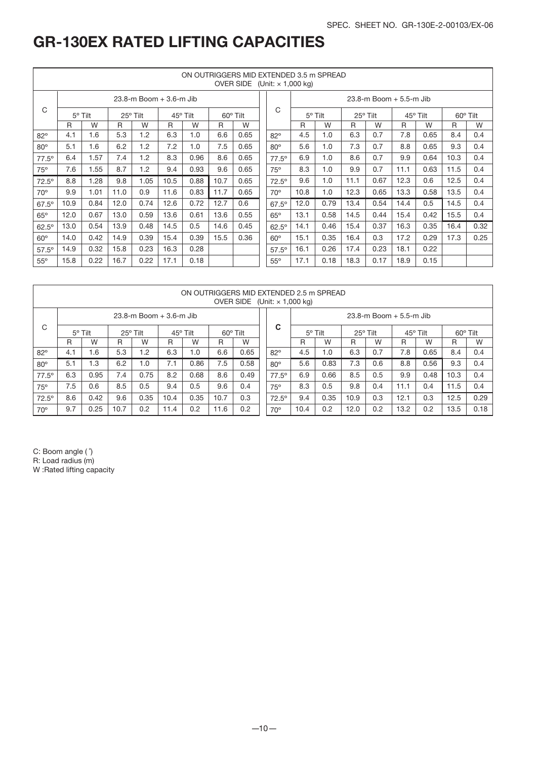# GR-130EX RATED LIFTING CAPACITIES

| ON OUTRIGGERS MID EXTENDED 3.5 m SPREAD OVER SIDE (Unit: × 1,000 kg) | | | | | | | | | | | | | | | | | |
|---|---|---|---|---|---|---|---|---|---|---|---|---|---|---|---|---|---|
| C | 23.8-m Boom + 3.6-m Jib | | | | | | | | C | 23.8-m Boom + 5.5-m Jib | | | | | | | |
| | 5° Tilt | | 25° Tilt | | 45° Tilt | | 60° Tilt | | | 5° Tilt | | 25° Tilt | | 45° Tilt | | 60° Tilt | |
| | R | W | R | W | R | W | R | W | | R | W | R | W | R | W | R | W |
| 82° | 4.1 | 1.6 | 5.3 | 1.2 | 6.3 | 1.0 | 6.6 | 0.65 | 82° | 4.5 | 1.0 | 6.3 | 0.7 | 7.8 | 0.65 | 8.4 | 0.4 |
| 80° | 5.1 | 1.6 | 6.2 | 1.2 | 7.2 | 1.0 | 7.5 | 0.65 | 80° | 5.6 | 1.0 | 7.3 | 0.7 | 8.8 | 0.65 | 9.3 | 0.4 |
| 77.5° | 6.4 | 1.57 | 7.4 | 1.2 | 8.3 | 0.96 | 8.6 | 0.65 | 77.5° | 6.9 | 1.0 | 8.6 | 0.7 | 9.9 | 0.64 | 10.3 | 0.4 |
| 75° | 7.6 | 1.55 | 8.7 | 1.2 | 9.4 | 0.93 | 9.6 | 0.65 | 75° | 8.3 | 1.0 | 9.9 | 0.7 | 11.1 | 0.63 | 11.5 | 0.4 |
| 72.5° | 8.8 | 1.28 | 9.8 | 1.05 | 10.5 | 0.88 | 10.7 | 0.65 | 72.5° | 9.6 | 1.0 | 11.1 | 0.67 | 12.3 | 0.6 | 12.5 | 0.4 |
| 70° | 9.9 | 1.01 | 11.0 | 0.9 | 11.6 | 0.83 | 11.7 | 0.65 | 70° | 10.8 | 1.0 | 12.3 | 0.65 | 13.3 | 0.58 | 13.5 | 0.4 |
| 67.5° | 10.9 | 0.84 | 12.0 | 0.74 | 12.6 | 0.72 | 12.7 | 0.6 | 67.5° | 12.0 | 0.79 | 13.4 | 0.54 | 14.4 | 0.5 | 14.5 | 0.4 |
| 65° | 12.0 | 0.67 | 13.0 | 0.59 | 13.6 | 0.61 | 13.6 | 0.55 | 65° | 13.1 | 0.58 | 14.5 | 0.44 | 15.4 | 0.42 | 15.5 | 0.4 |
| 62.5° | 13.0 | 0.54 | 13.9 | 0.48 | 14.5 | 0.5 | 14.6 | 0.45 | 62.5° | 14.1 | 0.46 | 15.4 | 0.37 | 16.3 | 0.35 | 16.4 | 0.32 |
| 60° | 14.0 | 0.42 | 14.9 | 0.39 | 15.4 | 0.39 | 15.5 | 0.36 | 60° | 15.1 | 0.35 | 16.4 | 0.3 | 17.2 | 0.29 | 17.3 | 0.25 |
| 57.5° | 14.9 | 0.32 | 15.8 | 0.23 | 16.3 | 0.28 | | | 57.5° | 16.1 | 0.26 | 17.4 | 0.23 | 18.1 | 0.22 | | |
| 55° | 15.8 | 0.22 | 16.7 | 0.22 | 17.1 | 0.18 | | | 55° | 17.1 | 0.18 | 18.3 | 0.17 | 18.9 | 0.15 | | |

| ON OUTRIGGERS MID EXTENDED 2.5 m SPREAD OVER SIDE (Unit: × 1,000 kg) | | | | | | | | | | | | | | | | | |
|---|---|---|---|---|---|---|---|---|---|---|---|---|---|---|---|---|---|
| C | 23.8-m Boom + 3.6-m Jib | | | | | | | | C | 23.8-m Boom + 5.5-m Jib | | | | | | | |
| | 5° Tilt | | 25° Tilt | | 45° Tilt | | 60° Tilt | | | 5° Tilt | | 25° Tilt | | 45° Tilt | | 60° Tilt | |
| | R | W | R | W | R | W | R | W | | R | W | R | W | R | W | R | W |
| 82° | 4.1 | 1.6 | 5.3 | 1.2 | 6.3 | 1.0 | 6.6 | 0.65 | 82° | 4.5 | 1.0 | 6.3 | 0.7 | 7.8 | 0.65 | 8.4 | 0.4 |
| 80° | 5.1 | 1.3 | 6.2 | 1.0 | 7.1 | 0.86 | 7.5 | 0.58 | 80° | 5.6 | 0.83 | 7.3 | 0.6 | 8.8 | 0.56 | 9.3 | 0.4 |
| 77.5° | 6.3 | 0.95 | 7.4 | 0.75 | 8.2 | 0.68 | 8.6 | 0.49 | 77.5° | 6.9 | 0.66 | 8.5 | 0.5 | 9.9 | 0.48 | 10.3 | 0.4 |
| 75° | 7.5 | 0.6 | 8.5 | 0.5 | 9.4 | 0.5 | 9.6 | 0.4 | 75° | 8.3 | 0.5 | 9.8 | 0.4 | 11.1 | 0.4 | 11.5 | 0.4 |
| 72.5° | 8.6 | 0.42 | 9.6 | 0.35 | 10.4 | 0.35 | 10.7 | 0.3 | 72.5° | 9.4 | 0.35 | 10.9 | 0.3 | 12.1 | 0.3 | 12.5 | 0.29 |
| 70° | 9.7 | 0.25 | 10.7 | 0.2 | 11.4 | 0.2 | 11.6 | 0.2 | 70° | 10.4 | 0.2 | 12.0 | 0.2 | 13.2 | 0.2 | 13.5 | 0.18 |

C: Boom angle (˚)
R: Load radius (m)
W :Rated lifting capacity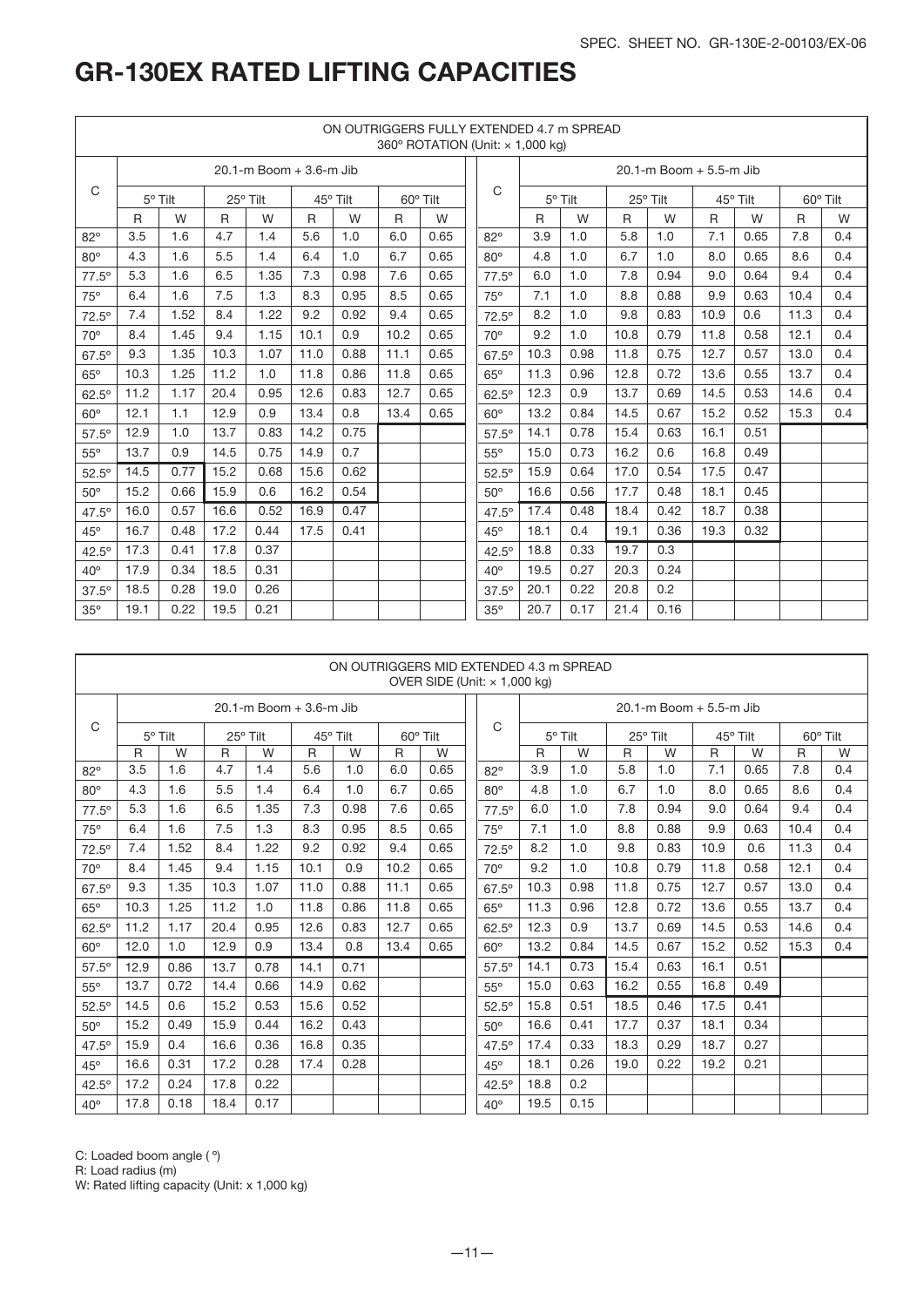# GR-130EX RATED LIFTING CAPACITIES

ON OUTRIGGERS FULLY EXTENDED 4.7 m SPREAD
360° ROTATION (Unit: × 1,000 kg)

| C | 20.1-m Boom + 3.6-m Jib | | | | | | | | C | 20.1-m Boom + 5.5-m Jib | | | | | | | |
|---|---|---|---|---|---|---|---|---|---|---|---|---|---|---|---|---|---|
| | 5° Tilt | | 25° Tilt | | 45° Tilt | | 60° Tilt | | | 5° Tilt | | 25° Tilt | | 45° Tilt | | 60° Tilt | |
| | R | W | R | W | R | W | R | W | | R | W | R | W | R | W | R | W |
| 82° | 3.5 | 1.6 | 4.7 | 1.4 | 5.6 | 1.0 | 6.0 | 0.65 | 82° | 3.9 | 1.0 | 5.8 | 1.0 | 7.1 | 0.65 | 7.8 | 0.4 |
| 80° | 4.3 | 1.6 | 5.5 | 1.4 | 6.4 | 1.0 | 6.7 | 0.65 | 80° | 4.8 | 1.0 | 6.7 | 1.0 | 8.0 | 0.65 | 8.6 | 0.4 |
| 77.5° | 5.3 | 1.6 | 6.5 | 1.35 | 7.3 | 0.98 | 7.6 | 0.65 | 77.5° | 6.0 | 1.0 | 7.8 | 0.94 | 9.0 | 0.64 | 9.4 | 0.4 |
| 75° | 6.4 | 1.6 | 7.5 | 1.3 | 8.3 | 0.95 | 8.5 | 0.65 | 75° | 7.1 | 1.0 | 8.8 | 0.88 | 9.9 | 0.63 | 10.4 | 0.4 |
| 72.5° | 7.4 | 1.52 | 8.4 | 1.22 | 9.2 | 0.92 | 9.4 | 0.65 | 72.5° | 8.2 | 1.0 | 9.8 | 0.83 | 10.9 | 0.6 | 11.3 | 0.4 |
| 70° | 8.4 | 1.45 | 9.4 | 1.15 | 10.1 | 0.9 | 10.2 | 0.65 | 70° | 9.2 | 1.0 | 10.8 | 0.79 | 11.8 | 0.58 | 12.1 | 0.4 |
| 67.5° | 9.3 | 1.35 | 10.3 | 1.07 | 11.0 | 0.88 | 11.1 | 0.65 | 67.5° | 10.3 | 0.98 | 11.8 | 0.75 | 12.7 | 0.57 | 13.0 | 0.4 |
| 65° | 10.3 | 1.25 | 11.2 | 1.0 | 11.8 | 0.86 | 11.8 | 0.65 | 65° | 11.3 | 0.96 | 12.8 | 0.72 | 13.6 | 0.55 | 13.7 | 0.4 |
| 62.5° | 11.2 | 1.17 | 20.4 | 0.95 | 12.6 | 0.83 | 12.7 | 0.65 | 62.5° | 12.3 | 0.9 | 13.7 | 0.69 | 14.5 | 0.53 | 14.6 | 0.4 |
| 60° | 12.1 | 1.1 | 12.9 | 0.9 | 13.4 | 0.8 | 13.4 | 0.65 | 60° | 13.2 | 0.84 | 14.5 | 0.67 | 15.2 | 0.52 | 15.3 | 0.4 |
| 57.5° | 12.9 | 1.0 | 13.7 | 0.83 | 14.2 | 0.75 | | | 57.5° | 14.1 | 0.78 | 15.4 | 0.63 | 16.1 | 0.51 | | |
| 55° | 13.7 | 0.9 | 14.5 | 0.75 | 14.9 | 0.7 | | | 55° | 15.0 | 0.73 | 16.2 | 0.6 | 16.8 | 0.49 | | |
| 52.5° | 14.5 | 0.77 | 15.2 | 0.68 | 15.6 | 0.62 | | | 52.5° | 15.9 | 0.64 | 17.0 | 0.54 | 17.5 | 0.47 | | |
| 50° | 15.2 | 0.66 | 15.9 | 0.6 | 16.2 | 0.54 | | | 50° | 16.6 | 0.56 | 17.7 | 0.48 | 18.1 | 0.45 | | |
| 47.5° | 16.0 | 0.57 | 16.6 | 0.52 | 16.9 | 0.47 | | | 47.5° | 17.4 | 0.48 | 18.4 | 0.42 | 18.7 | 0.38 | | |
| 45° | 16.7 | 0.48 | 17.2 | 0.44 | 17.5 | 0.41 | | | 45° | 18.1 | 0.4 | 19.1 | 0.36 | 19.3 | 0.32 | | |
| 42.5° | 17.3 | 0.41 | 17.8 | 0.37 | | | | | 42.5° | 18.8 | 0.33 | 19.7 | 0.3 | | | | |
| 40° | 17.9 | 0.34 | 18.5 | 0.31 | | | | | 40° | 19.5 | 0.27 | 20.3 | 0.24 | | | | |
| 37.5° | 18.5 | 0.28 | 19.0 | 0.26 | | | | | 37.5° | 20.1 | 0.22 | 20.8 | 0.2 | | | | |
| 35° | 19.1 | 0.22 | 19.5 | 0.21 | | | | | 35° | 20.7 | 0.17 | 21.4 | 0.16 | | | | |

ON OUTRIGGERS MID EXTENDED 4.3 m SPREAD
OVER SIDE (Unit: × 1,000 kg)

| C | 20.1-m Boom + 3.6-m Jib | | | | | | | | C | 20.1-m Boom + 5.5-m Jib | | | | | | | |
|---|---|---|---|---|---|---|---|---|---|---|---|---|---|---|---|---|---|
| | 5° Tilt | | 25° Tilt | | 45° Tilt | | 60° Tilt | | | 5° Tilt | | 25° Tilt | | 45° Tilt | | 60° Tilt | |
| | R | W | R | W | R | W | R | W | | R | W | R | W | R | W | R | W |
| 82° | 3.5 | 1.6 | 4.7 | 1.4 | 5.6 | 1.0 | 6.0 | 0.65 | 82° | 3.9 | 1.0 | 5.8 | 1.0 | 7.1 | 0.65 | 7.8 | 0.4 |
| 80° | 4.3 | 1.6 | 5.5 | 1.4 | 6.4 | 1.0 | 6.7 | 0.65 | 80° | 4.8 | 1.0 | 6.7 | 1.0 | 8.0 | 0.65 | 8.6 | 0.4 |
| 77.5° | 5.3 | 1.6 | 6.5 | 1.35 | 7.3 | 0.98 | 7.6 | 0.65 | 77.5° | 6.0 | 1.0 | 7.8 | 0.94 | 9.0 | 0.64 | 9.4 | 0.4 |
| 75° | 6.4 | 1.6 | 7.5 | 1.3 | 8.3 | 0.95 | 8.5 | 0.65 | 75° | 7.1 | 1.0 | 8.8 | 0.88 | 9.9 | 0.63 | 10.4 | 0.4 |
| 72.5° | 7.4 | 1.52 | 8.4 | 1.22 | 9.2 | 0.92 | 9.4 | 0.65 | 72.5° | 8.2 | 1.0 | 9.8 | 0.83 | 10.9 | 0.6 | 11.3 | 0.4 |
| 70° | 8.4 | 1.45 | 9.4 | 1.15 | 10.1 | 0.9 | 10.2 | 0.65 | 70° | 9.2 | 1.0 | 10.8 | 0.79 | 11.8 | 0.58 | 12.1 | 0.4 |
| 67.5° | 9.3 | 1.35 | 10.3 | 1.07 | 11.0 | 0.88 | 11.1 | 0.65 | 67.5° | 10.3 | 0.98 | 11.8 | 0.75 | 12.7 | 0.57 | 13.0 | 0.4 |
| 65° | 10.3 | 1.25 | 11.2 | 1.0 | 11.8 | 0.86 | 11.8 | 0.65 | 65° | 11.3 | 0.96 | 12.8 | 0.72 | 13.6 | 0.55 | 13.7 | 0.4 |
| 62.5° | 11.2 | 1.17 | 20.4 | 0.95 | 12.6 | 0.83 | 12.7 | 0.65 | 62.5° | 12.3 | 0.9 | 13.7 | 0.69 | 14.5 | 0.53 | 14.6 | 0.4 |
| 60° | 12.0 | 1.0 | 12.9 | 0.9 | 13.4 | 0.8 | 13.4 | 0.65 | 60° | 13.2 | 0.84 | 14.5 | 0.67 | 15.2 | 0.52 | 15.3 | 0.4 |
| 57.5° | 12.9 | 0.86 | 13.7 | 0.78 | 14.1 | 0.71 | | | 57.5° | 14.1 | 0.73 | 15.4 | 0.63 | 16.1 | 0.51 | | |
| 55° | 13.7 | 0.72 | 14.4 | 0.66 | 14.9 | 0.62 | | | 55° | 15.0 | 0.63 | 16.2 | 0.55 | 16.8 | 0.49 | | |
| 52.5° | 14.5 | 0.6 | 15.2 | 0.53 | 15.6 | 0.52 | | | 52.5° | 15.8 | 0.51 | 18.5 | 0.46 | 17.5 | 0.41 | | |
| 50° | 15.2 | 0.49 | 15.9 | 0.44 | 16.2 | 0.43 | | | 50° | 16.6 | 0.41 | 17.7 | 0.37 | 18.1 | 0.34 | | |
| 47.5° | 15.9 | 0.4 | 16.6 | 0.36 | 16.8 | 0.35 | | | 47.5° | 17.4 | 0.33 | 18.3 | 0.29 | 18.7 | 0.27 | | |
| 45° | 16.6 | 0.31 | 17.2 | 0.28 | 17.4 | 0.28 | | | 45° | 18.1 | 0.26 | 19.0 | 0.22 | 19.2 | 0.21 | | |
| 42.5° | 17.2 | 0.24 | 17.8 | 0.22 | | | | | 42.5° | 18.8 | 0.2 | | | | | | |
| 40° | 17.8 | 0.18 | 18.4 | 0.17 | | | | | 40° | 19.5 | 0.15 | | | | | | |

C: Loaded boom angle (°)
R: Load radius (m)
W: Rated lifting capacity (Unit: x 1,000 kg)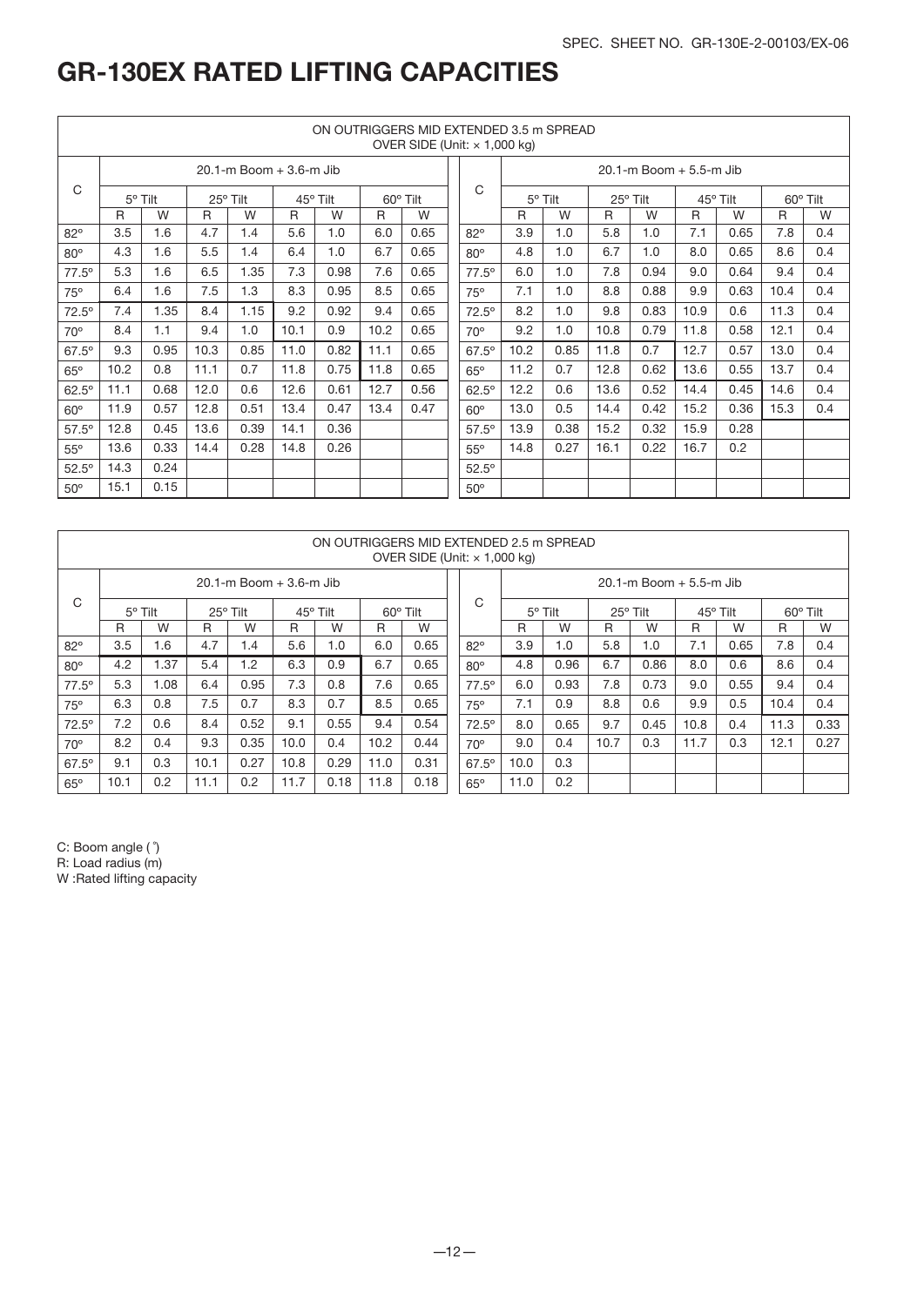# GR-130EX RATED LIFTING CAPACITIES

| ON OUTRIGGERS MID EXTENDED 3.5 m SPREAD OVER SIDE (Unit: × 1,000 kg) | | | | | | | | | | | | | | | | | |
|---|---|---|---|---|---|---|---|---|---|---|---|---|---|---|---|---|---|
| C | 20.1-m Boom + 3.6-m Jib | | | | | | | | C | 20.1-m Boom + 5.5-m Jib | | | | | | | |
| | 5° Tilt | | 25° Tilt | | 45° Tilt | | 60° Tilt | | | 5° Tilt | | 25° Tilt | | 45° Tilt | | 60° Tilt | |
| | R | W | R | W | R | W | R | W | | R | W | R | W | R | W | R | W |
| 82° | 3.5 | 1.6 | 4.7 | 1.4 | 5.6 | 1.0 | 6.0 | 0.65 | 82° | 3.9 | 1.0 | 5.8 | 1.0 | 7.1 | 0.65 | 7.8 | 0.4 |
| 80° | 4.3 | 1.6 | 5.5 | 1.4 | 6.4 | 1.0 | 6.7 | 0.65 | 80° | 4.8 | 1.0 | 6.7 | 1.0 | 8.0 | 0.65 | 8.6 | 0.4 |
| 77.5° | 5.3 | 1.6 | 6.5 | 1.35 | 7.3 | 0.98 | 7.6 | 0.65 | 77.5° | 6.0 | 1.0 | 7.8 | 0.94 | 9.0 | 0.64 | 9.4 | 0.4 |
| 75° | 6.4 | 1.6 | 7.5 | 1.3 | 8.3 | 0.95 | 8.5 | 0.65 | 75° | 7.1 | 1.0 | 8.8 | 0.88 | 9.9 | 0.63 | 10.4 | 0.4 |
| 72.5° | 7.4 | 1.35 | 8.4 | 1.15 | 9.2 | 0.92 | 9.4 | 0.65 | 72.5° | 8.2 | 1.0 | 9.8 | 0.83 | 10.9 | 0.6 | 11.3 | 0.4 |
| 70° | 8.4 | 1.1 | 9.4 | 1.0 | 10.1 | 0.9 | 10.2 | 0.65 | 70° | 9.2 | 1.0 | 10.8 | 0.79 | 11.8 | 0.58 | 12.1 | 0.4 |
| 67.5° | 9.3 | 0.95 | 10.3 | 0.85 | 11.0 | 0.82 | 11.1 | 0.65 | 67.5° | 10.2 | 0.85 | 11.8 | 0.7 | 12.7 | 0.57 | 13.0 | 0.4 |
| 65° | 10.2 | 0.8 | 11.1 | 0.7 | 11.8 | 0.75 | 11.8 | 0.65 | 65° | 11.2 | 0.7 | 12.8 | 0.62 | 13.6 | 0.55 | 13.7 | 0.4 |
| 62.5° | 11.1 | 0.68 | 12.0 | 0.6 | 12.6 | 0.61 | 12.7 | 0.56 | 62.5° | 12.2 | 0.6 | 13.6 | 0.52 | 14.4 | 0.45 | 14.6 | 0.4 |
| 60° | 11.9 | 0.57 | 12.8 | 0.51 | 13.4 | 0.47 | 13.4 | 0.47 | 60° | 13.0 | 0.5 | 14.4 | 0.42 | 15.2 | 0.36 | 15.3 | 0.4 |
| 57.5° | 12.8 | 0.45 | 13.6 | 0.39 | 14.1 | 0.36 | | | 57.5° | 13.9 | 0.38 | 15.2 | 0.32 | 15.9 | 0.28 | | |
| 55° | 13.6 | 0.33 | 14.4 | 0.28 | 14.8 | 0.26 | | | 55° | 14.8 | 0.27 | 16.1 | 0.22 | 16.7 | 0.2 | | |
| 52.5° | 14.3 | 0.24 | | | | | | | 52.5° | | | | | | | | |
| 50° | 15.1 | 0.15 | | | | | | | 50° | | | | | | | | |

| ON OUTRIGGERS MID EXTENDED 2.5 m SPREAD OVER SIDE (Unit: × 1,000 kg) | | | | | | | | | | | | | | | | | |
|---|---|---|---|---|---|---|---|---|---|---|---|---|---|---|---|---|---|
| C | 20.1-m Boom + 3.6-m Jib | | | | | | | | C | 20.1-m Boom + 5.5-m Jib | | | | | | | |
| | 5° Tilt | | 25° Tilt | | 45° Tilt | | 60° Tilt | | | 5° Tilt | | 25° Tilt | | 45° Tilt | | 60° Tilt | |
| | R | W | R | W | R | W | R | W | | R | W | R | W | R | W | R | W |
| 82° | 3.5 | 1.6 | 4.7 | 1.4 | 5.6 | 1.0 | 6.0 | 0.65 | 82° | 3.9 | 1.0 | 5.8 | 1.0 | 7.1 | 0.65 | 7.8 | 0.4 |
| 80° | 4.2 | 1.37 | 5.4 | 1.2 | 6.3 | 0.9 | 6.7 | 0.65 | 80° | 4.8 | 0.96 | 6.7 | 0.86 | 8.0 | 0.6 | 8.6 | 0.4 |
| 77.5° | 5.3 | 1.08 | 6.4 | 0.95 | 7.3 | 0.8 | 7.6 | 0.65 | 77.5° | 6.0 | 0.93 | 7.8 | 0.73 | 9.0 | 0.55 | 9.4 | 0.4 |
| 75° | 6.3 | 0.8 | 7.5 | 0.7 | 8.3 | 0.7 | 8.5 | 0.65 | 75° | 7.1 | 0.9 | 8.8 | 0.6 | 9.9 | 0.5 | 10.4 | 0.4 |
| 72.5° | 7.2 | 0.6 | 8.4 | 0.52 | 9.1 | 0.55 | 9.4 | 0.54 | 72.5° | 8.0 | 0.65 | 9.7 | 0.45 | 10.8 | 0.4 | 11.3 | 0.33 |
| 70° | 8.2 | 0.4 | 9.3 | 0.35 | 10.0 | 0.4 | 10.2 | 0.44 | 70° | 9.0 | 0.4 | 10.7 | 0.3 | 11.7 | 0.3 | 12.1 | 0.27 |
| 67.5° | 9.1 | 0.3 | 10.1 | 0.27 | 10.8 | 0.29 | 11.0 | 0.31 | 67.5° | 10.0 | 0.3 | | | | | | |
| 65° | 10.1 | 0.2 | 11.1 | 0.2 | 11.7 | 0.18 | 11.8 | 0.18 | 65° | 11.0 | 0.2 | | | | | | |

C: Boom angle (°)
R: Load radius (m)
W :Rated lifting capacity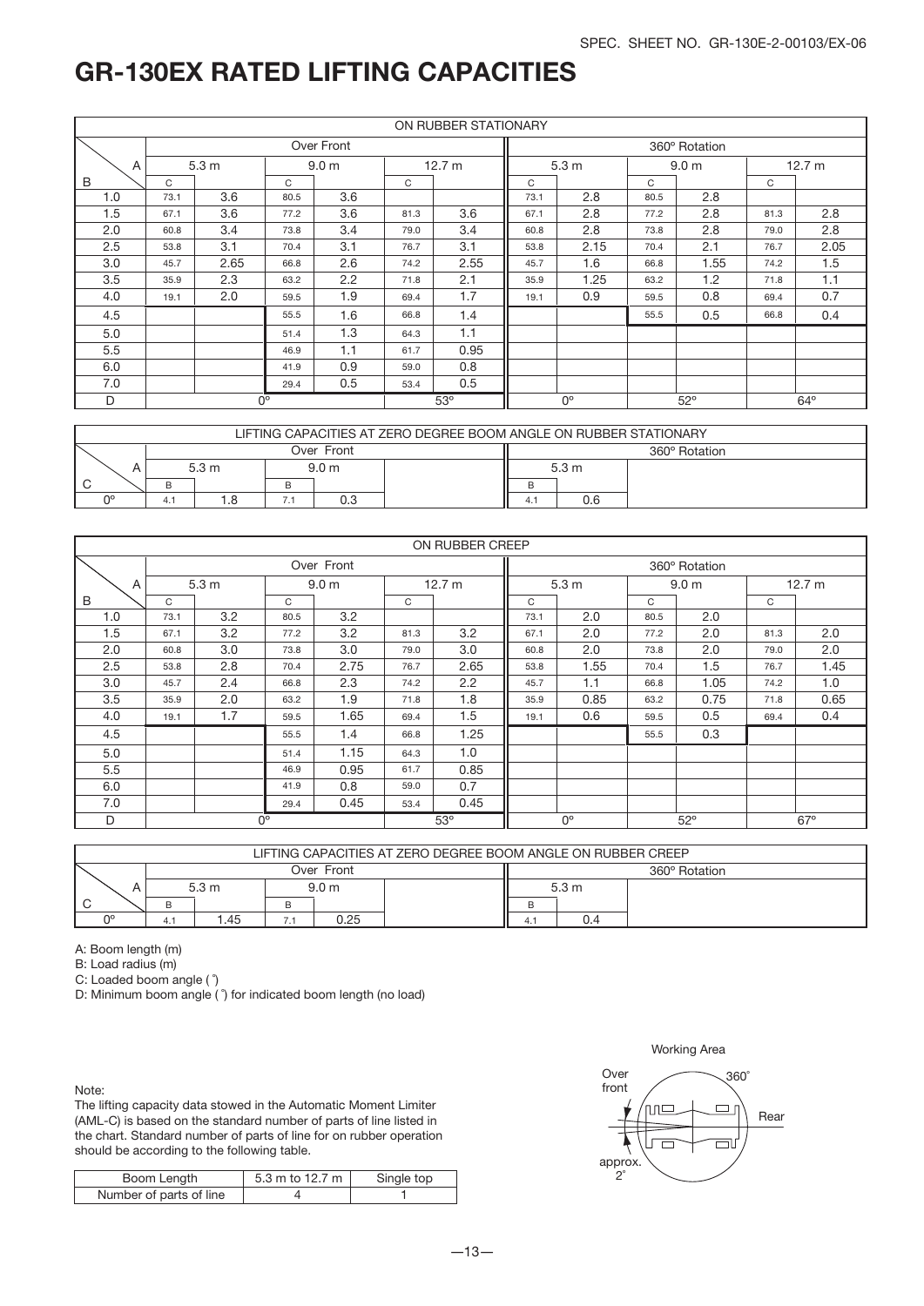SPEC. SHEET NO. GR-130E-2-00103/EX-06

# GR-130EX RATED LIFTING CAPACITIES

| ON RUBBER STATIONARY | | | | | | | | | | | | |
|---|---|---|---|---|---|---|---|---|---|---|---|---|
| | Over Front | | | | | | 360° Rotation | | | | | |
| A | 5.3 m | | 9.0 m | | 12.7 m | | 5.3 m | | 9.0 m | | 12.7 m | |
| B | C | | C | | C | | C | | C | | C | |
| 1.0 | 73.1 | 3.6 | 80.5 | 3.6 | | | 73.1 | 2.8 | 80.5 | 2.8 | | |
| 1.5 | 67.1 | 3.6 | 77.2 | 3.6 | 81.3 | 3.6 | 67.1 | 2.8 | 77.2 | 2.8 | 81.3 | 2.8 |
| 2.0 | 60.8 | 3.4 | 73.8 | 3.4 | 79.0 | 3.4 | 60.8 | 2.8 | 73.8 | 2.8 | 79.0 | 2.8 |
| 2.5 | 53.8 | 3.1 | 70.4 | 3.1 | 76.7 | 3.1 | 53.8 | 2.15 | 70.4 | 2.1 | 76.7 | 2.05 |
| 3.0 | 45.7 | 2.65 | 66.8 | 2.6 | 74.2 | 2.55 | 45.7 | 1.6 | 66.8 | 1.55 | 74.2 | 1.5 |
| 3.5 | 35.9 | 2.3 | 63.2 | 2.2 | 71.8 | 2.1 | 35.9 | 1.25 | 63.2 | 1.2 | 71.8 | 1.1 |
| 4.0 | 19.1 | 2.0 | 59.5 | 1.9 | 69.4 | 1.7 | 19.1 | 0.9 | 59.5 | 0.8 | 69.4 | 0.7 |
| 4.5 | | | 55.5 | 1.6 | 66.8 | 1.4 | | | 55.5 | 0.5 | 66.8 | 0.4 |
| 5.0 | | | 51.4 | 1.3 | 64.3 | 1.1 | | | | | | |
| 5.5 | | | 46.9 | 1.1 | 61.7 | 0.95 | | | | | | |
| 6.0 | | | 41.9 | 0.9 | 59.0 | 0.8 | | | | | | |
| 7.0 | | | 29.4 | 0.5 | 53.4 | 0.5 | | | | | | |
| D | 0° | | | | 53° | | 0° | | 52° | | 64° | |

| LIFTING CAPACITIES AT ZERO DEGREE BOOM ANGLE ON RUBBER STATIONARY | | | | | | | |
|---|---|---|---|---|---|---|---|
| | Over Front | | | | | 360° Rotation | |
| A | 5.3 m | | 9.0 m | | | 5.3 m | |
| C | B | | B | | | B | |
| 0° | 4.1 | 1.8 | 7.1 | 0.3 | | 4.1 | 0.6 |

| ON RUBBER CREEP | | | | | | | | | | | | |
|---|---|---|---|---|---|---|---|---|---|---|---|---|
| | Over Front | | | | | | 360° Rotation | | | | | |
| A | 5.3 m | | 9.0 m | | 12.7 m | | 5.3 m | | 9.0 m | | 12.7 m | |
| B | C | | C | | C | | C | | C | | C | |
| 1.0 | 73.1 | 3.2 | 80.5 | 3.2 | | | 73.1 | 2.0 | 80.5 | 2.0 | | |
| 1.5 | 67.1 | 3.2 | 77.2 | 3.2 | 81.3 | 3.2 | 67.1 | 2.0 | 77.2 | 2.0 | 81.3 | 2.0 |
| 2.0 | 60.8 | 3.0 | 73.8 | 3.0 | 79.0 | 3.0 | 60.8 | 2.0 | 73.8 | 2.0 | 79.0 | 2.0 |
| 2.5 | 53.8 | 2.8 | 70.4 | 2.75 | 76.7 | 2.65 | 53.8 | 1.55 | 70.4 | 1.5 | 76.7 | 1.45 |
| 3.0 | 45.7 | 2.4 | 66.8 | 2.3 | 74.2 | 2.2 | 45.7 | 1.1 | 66.8 | 1.05 | 74.2 | 1.0 |
| 3.5 | 35.9 | 2.0 | 63.2 | 1.9 | 71.8 | 1.8 | 35.9 | 0.85 | 63.2 | 0.75 | 71.8 | 0.65 |
| 4.0 | 19.1 | 1.7 | 59.5 | 1.65 | 69.4 | 1.5 | 19.1 | 0.6 | 59.5 | 0.5 | 69.4 | 0.4 |
| 4.5 | | | 55.5 | 1.4 | 66.8 | 1.25 | | | 55.5 | 0.3 | | |
| 5.0 | | | 51.4 | 1.15 | 64.3 | 1.0 | | | | | | |
| 5.5 | | | 46.9 | 0.95 | 61.7 | 0.85 | | | | | | |
| 6.0 | | | 41.9 | 0.8 | 59.0 | 0.7 | | | | | | |
| 7.0 | | | 29.4 | 0.45 | 53.4 | 0.45 | | | | | | |
| D | 0° | | | | 53° | | 0° | | 52° | | 67° | |

| LIFTING CAPACITIES AT ZERO DEGREE BOOM ANGLE ON RUBBER CREEP | | | | | | | |
|---|---|---|---|---|---|---|---|
| | Over Front | | | | | 360° Rotation | |
| A | 5.3 m | | 9.0 m | | | 5.3 m | |
| C | B | | B | | | B | |
| 0° | 4.1 | 1.45 | 7.1 | 0.25 | | 4.1 | 0.4 |

A: Boom length (m)

B: Load radius (m)

C: Loaded boom angle (˚)

D: Minimum boom angle (˚) for indicated boom length (no load)

Note:
The lifting capacity data stowed in the Automatic Moment Limiter (AML-C) is based on the standard number of parts of line listed in the chart. Standard number of parts of line for on rubber operation should be according to the following table.

| Boom Length | 5.3 m to 12.7 m | Single top |
|---|---|---|
| Number of parts of line | 4 | 1 |

Working Area

Over front — 360˚ — Rear — approx. 2˚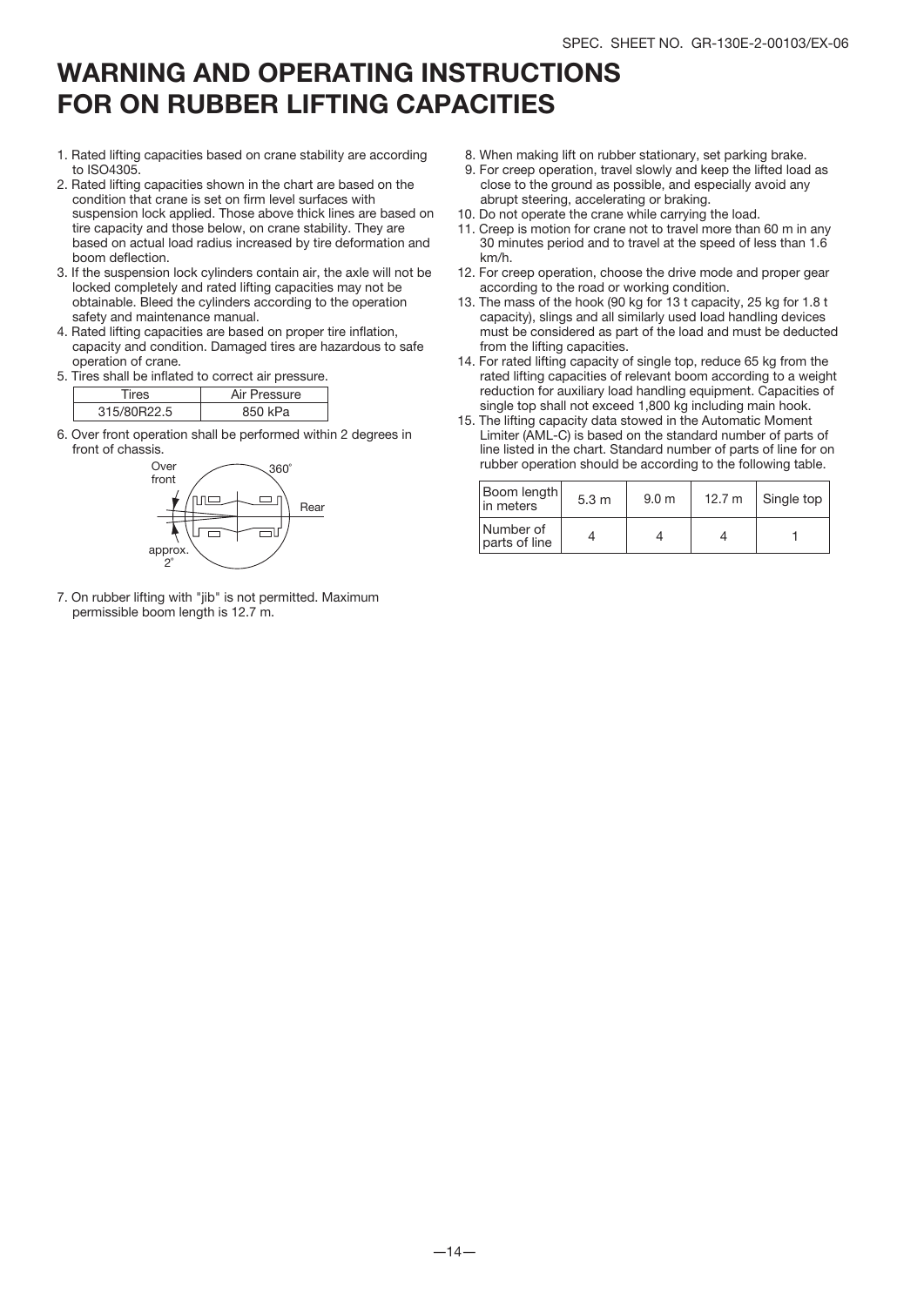# WARNING AND OPERATING INSTRUCTIONS FOR ON RUBBER LIFTING CAPACITIES

1. Rated lifting capacities based on crane stability are according to ISO4305.
2. Rated lifting capacities shown in the chart are based on the condition that crane is set on firm level surfaces with suspension lock applied. Those above thick lines are based on tire capacity and those below, on crane stability. They are based on actual load radius increased by tire deformation and boom deflection.
3. If the suspension lock cylinders contain air, the axle will not be locked completely and rated lifting capacities may not be obtainable. Bleed the cylinders according to the operation safety and maintenance manual.
4. Rated lifting capacities are based on proper tire inflation, capacity and condition. Damaged tires are hazardous to safe operation of crane.
5. Tires shall be inflated to correct air pressure.

| Tires | Air Pressure |
|---|---|
| 315/80R22.5 | 850 kPa |

6. Over front operation shall be performed within 2 degrees in front of chassis.

Over front — 360° — Rear — approx. 2°

7. On rubber lifting with "jib" is not permitted. Maximum permissible boom length is 12.7 m.
8. When making lift on rubber stationary, set parking brake.
9. For creep operation, travel slowly and keep the lifted load as close to the ground as possible, and especially avoid any abrupt steering, accelerating or braking.
10. Do not operate the crane while carrying the load.
11. Creep is motion for crane not to travel more than 60 m in any 30 minutes period and to travel at the speed of less than 1.6 km/h.
12. For creep operation, choose the drive mode and proper gear according to the road or working condition.
13. The mass of the hook (90 kg for 13 t capacity, 25 kg for 1.8 t capacity), slings and all similarly used load handling devices must be considered as part of the load and must be deducted from the lifting capacities.
14. For rated lifting capacity of single top, reduce 65 kg from the rated lifting capacities of relevant boom according to a weight reduction for auxiliary load handling equipment. Capacities of single top shall not exceed 1,800 kg including main hook.
15. The lifting capacity data stowed in the Automatic Moment Limiter (AML-C) is based on the standard number of parts of line listed in the chart. Standard number of parts of line for on rubber operation should be according to the following table.

| Boom length in meters | 5.3 m | 9.0 m | 12.7 m | Single top |
|---|---|---|---|---|
| Number of parts of line | 4 | 4 | 4 | 1 |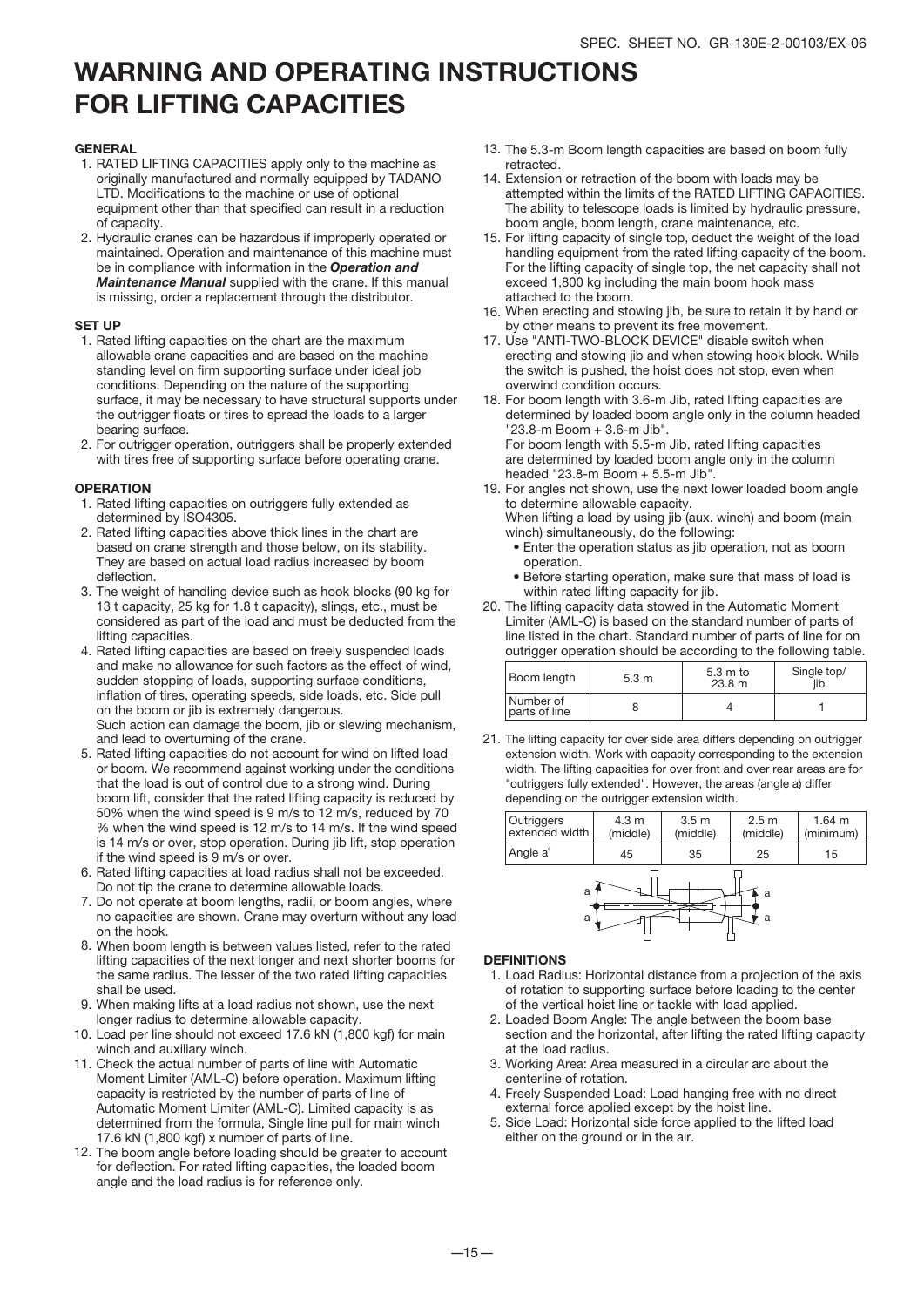# WARNING AND OPERATING INSTRUCTIONS FOR LIFTING CAPACITIES

### GENERAL

1. RATED LIFTING CAPACITIES apply only to the machine as originally manufactured and normally equipped by TADANO LTD. Modifications to the machine or use of optional equipment other than that specified can result in a reduction of capacity.
2. Hydraulic cranes can be hazardous if improperly operated or maintained. Operation and maintenance of this machine must be in compliance with information in the ***Operation and Maintenance Manual*** supplied with the crane. If this manual is missing, order a replacement through the distributor.

### SET UP

1. Rated lifting capacities on the chart are the maximum allowable crane capacities and are based on the machine standing level on firm supporting surface under ideal job conditions. Depending on the nature of the supporting surface, it may be necessary to have structural supports under the outrigger floats or tires to spread the loads to a larger bearing surface.
2. For outrigger operation, outriggers shall be properly extended with tires free of supporting surface before operating crane.

### OPERATION

1. Rated lifting capacities on outriggers fully extended as determined by ISO4305.
2. Rated lifting capacities above thick lines in the chart are based on crane strength and those below, on its stability. They are based on actual load radius increased by boom deflection.
3. The weight of handling device such as hook blocks (90 kg for 13 t capacity, 25 kg for 1.8 t capacity), slings, etc., must be considered as part of the load and must be deducted from the lifting capacities.
4. Rated lifting capacities are based on freely suspended loads and make no allowance for such factors as the effect of wind, sudden stopping of loads, supporting surface conditions, inflation of tires, operating speeds, side loads, etc. Side pull on the boom or jib is extremely dangerous.
   Such action can damage the boom, jib or slewing mechanism, and lead to overturning of the crane.
5. Rated lifting capacities do not account for wind on lifted load or boom. We recommend against working under the conditions that the load is out of control due to a strong wind. During boom lift, consider that the rated lifting capacity is reduced by 50% when the wind speed is 9 m/s to 12 m/s, reduced by 70 % when the wind speed is 12 m/s to 14 m/s. If the wind speed is 14 m/s or over, stop operation. During jib lift, stop operation if the wind speed is 9 m/s or over.
6. Rated lifting capacities at load radius shall not be exceeded. Do not tip the crane to determine allowable loads.
7. Do not operate at boom lengths, radii, or boom angles, where no capacities are shown. Crane may overturn without any load on the hook.
8. When boom length is between values listed, refer to the rated lifting capacities of the next longer and next shorter booms for the same radius. The lesser of the two rated lifting capacities shall be used.
9. When making lifts at a load radius not shown, use the next longer radius to determine allowable capacity.
10. Load per line should not exceed 17.6 kN (1,800 kgf) for main winch and auxiliary winch.
11. Check the actual number of parts of line with Automatic Moment Limiter (AML-C) before operation. Maximum lifting capacity is restricted by the number of parts of line of Automatic Moment Limiter (AML-C). Limited capacity is as determined from the formula, Single line pull for main winch 17.6 kN (1,800 kgf) x number of parts of line.
12. The boom angle before loading should be greater to account for deflection. For rated lifting capacities, the loaded boom angle and the load radius is for reference only.
13. The 5.3-m Boom length capacities are based on boom fully retracted.
14. Extension or retraction of the boom with loads may be attempted within the limits of the RATED LIFTING CAPACITIES. The ability to telescope loads is limited by hydraulic pressure, boom angle, boom length, crane maintenance, etc.
15. For lifting capacity of single top, deduct the weight of the load handling equipment from the rated lifting capacity of the boom. For the lifting capacity of single top, the net capacity shall not exceed 1,800 kg including the main boom hook mass attached to the boom.
16. When erecting and stowing jib, be sure to retain it by hand or by other means to prevent its free movement.
17. Use "ANTI-TWO-BLOCK DEVICE" disable switch when erecting and stowing jib and when stowing hook block. While the switch is pushed, the hoist does not stop, even when overwind condition occurs.
18. For boom length with 3.6-m Jib, rated lifting capacities are determined by loaded boom angle only in the column headed "23.8-m Boom + 3.6-m Jib".
    For boom length with 5.5-m Jib, rated lifting capacities are determined by loaded boom angle only in the column headed "23.8-m Boom + 5.5-m Jib".
19. For angles not shown, use the next lower loaded boom angle to determine allowable capacity.
    When lifting a load by using jib (aux. winch) and boom (main winch) simultaneously, do the following:
    - Enter the operation status as jib operation, not as boom operation.
    - Before starting operation, make sure that mass of load is within rated lifting capacity for jib.
20. The lifting capacity data stowed in the Automatic Moment Limiter (AML-C) is based on the standard number of parts of line listed in the chart. Standard number of parts of line for on outrigger operation should be according to the following table.

| Boom length | 5.3 m | 5.3 m to 23.8 m | Single top/ jib |
|---|---|---|---|
| Number of parts of line | 8 | 4 | 1 |

21. The lifting capacity for over side area differs depending on outrigger extension width. Work with capacity corresponding to the extension width. The lifting capacities for over front and over rear areas are for "outriggers fully extended". However, the areas (angle a) differ depending on the outrigger extension width.

| Outriggers extended width | 4.3 m (middle) | 3.5 m (middle) | 2.5 m (middle) | 1.64 m (minimum) |
|---|---|---|---|---|
| Angle a° | 45 | 35 | 25 | 15 |

### DEFINITIONS

1. Load Radius: Horizontal distance from a projection of the axis of rotation to supporting surface before loading to the center of the vertical hoist line or tackle with load applied.
2. Loaded Boom Angle: The angle between the boom base section and the horizontal, after lifting the rated lifting capacity at the load radius.
3. Working Area: Area measured in a circular arc about the centerline of rotation.
4. Freely Suspended Load: Load hanging free with no direct external force applied except by the hoist line.
5. Side Load: Horizontal side force applied to the lifted load either on the ground or in the air.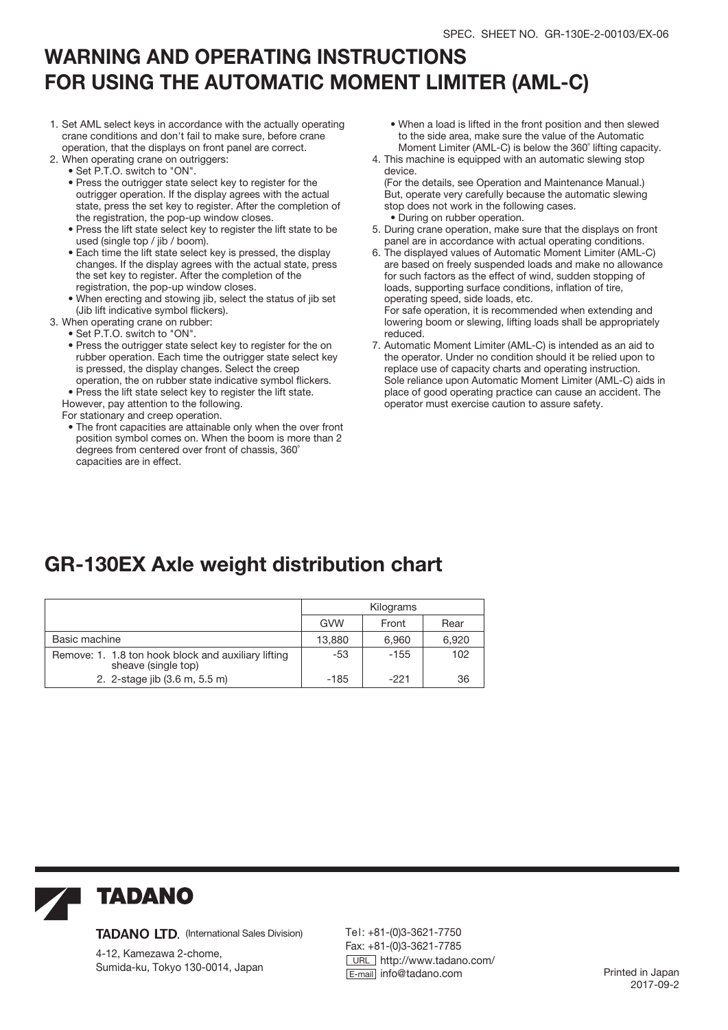# WARNING AND OPERATING INSTRUCTIONS FOR USING THE AUTOMATIC MOMENT LIMITER (AML-C)

1. Set AML select keys in accordance with the actually operating crane conditions and don't fail to make sure, before crane operation, that the displays on front panel are correct.
2. When operating crane on outriggers:
   - Set P.T.O. switch to "ON".
   - Press the outrigger state select key to register for the outrigger operation. If the display agrees with the actual state, press the set key to register. After the completion of the registration, the pop-up window closes.
   - Press the lift state select key to register the lift state to be used (single top / jib / boom).
   - Each time the lift state select key is pressed, the display changes. If the display agrees with the actual state, press the set key to register. After the completion of the registration, the pop-up window closes.
   - When erecting and stowing jib, select the status of jib set (Jib lift indicative symbol flickers).
3. When operating crane on rubber:
   - Set P.T.O. switch to "ON".
   - Press the outrigger state select key to register for the on rubber operation. Each time the outrigger state select key is pressed, the display changes. Select the creep operation, the on rubber state indicative symbol flickers.
   - Press the lift state select key to register the lift state.

   However, pay attention to the following.

   For stationary and creep operation.
   - The front capacities are attainable only when the over front position symbol comes on. When the boom is more than 2 degrees from centered over front of chassis, 360˚ capacities are in effect.
   - When a load is lifted in the front position and then slewed to the side area, make sure the value of the Automatic Moment Limiter (AML-C) is below the 360˚ lifting capacity.
4. This machine is equipped with an automatic slewing stop device.
   (For the details, see Operation and Maintenance Manual.)
   But, operate very carefully because the automatic slewing stop does not work in the following cases.
   - During on rubber operation.
5. During crane operation, make sure that the displays on front panel are in accordance with actual operating conditions.
6. The displayed values of Automatic Moment Limiter (AML-C) are based on freely suspended loads and make no allowance for such factors as the effect of wind, sudden stopping of loads, supporting surface conditions, inflation of tire, operating speed, side loads, etc.
   For safe operation, it is recommended when extending and lowering boom or slewing, lifting loads shall be appropriately reduced.
7. Automatic Moment Limiter (AML-C) is intended as an aid to the operator. Under no condition should it be relied upon to replace use of capacity charts and operating instruction. Sole reliance upon Automatic Moment Limiter (AML-C) aids in place of good operating practice can cause an accident. The operator must exercise caution to assure safety.

# GR-130EX Axle weight distribution chart

| | Kilograms | | |
|---|---|---|---|
| | GVW | Front | Rear |
| Basic machine | 13,880 | 6,960 | 6,920 |
| Remove: 1. 1.8 ton hook block and auxiliary lifting sheave (single top) | -53 | -155 | 102 |
| 2. 2-stage jib (3.6 m, 5.5 m) | -185 | -221 | 36 |

**TADANO**

TADANO LTD. (International Sales Division)

4-12, Kamezawa 2-chome,
Sumida-ku, Tokyo 130-0014, Japan

Tel: +81-(0)3-3621-7750
Fax: +81-(0)3-3621-7785
URL http://www.tadano.com/
E-mail info@tadano.com

Printed in Japan
2017-09-2